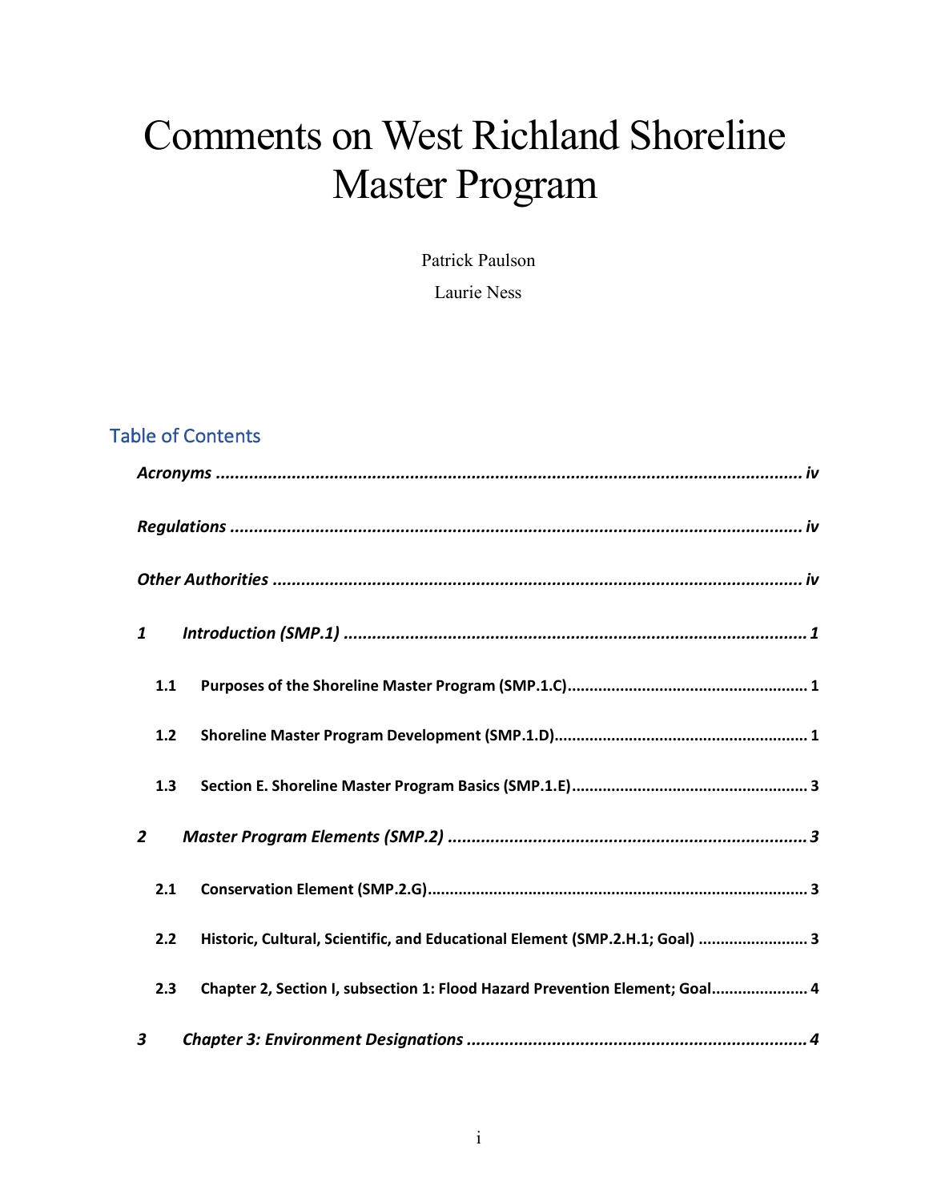# Comments on West Richland Shoreline Master Program

Patrick Paulson

Laurie Ness

## Table of Contents

*Acronyms* ............................................................................................................................ iv

*Regulations* ........................................................................................................................ iv

*Other Authorities* ................................................................................................................ iv

*1 Introduction (SMP.1)* ....................................................................................................... 1

**1.1 Purposes of the Shoreline Master Program (SMP.1.C)**.............................................. 1

**1.2 Shoreline Master Program Development (SMP.1.D)**................................................. 1

**1.3 Section E. Shoreline Master Program Basics (SMP.1.E)**............................................ 3

*2 Master Program Elements (SMP.2)* ................................................................................. 3

**2.1 Conservation Element (SMP.2.G)**.............................................................................. 3

**2.2 Historic, Cultural, Scientific, and Educational Element (SMP.2.H.1; Goal)** ................. 3

**2.3 Chapter 2, Section I, subsection 1: Flood Hazard Prevention Element; Goal**.............. 4

*3 Chapter 3: Environment Designations* ............................................................................. 4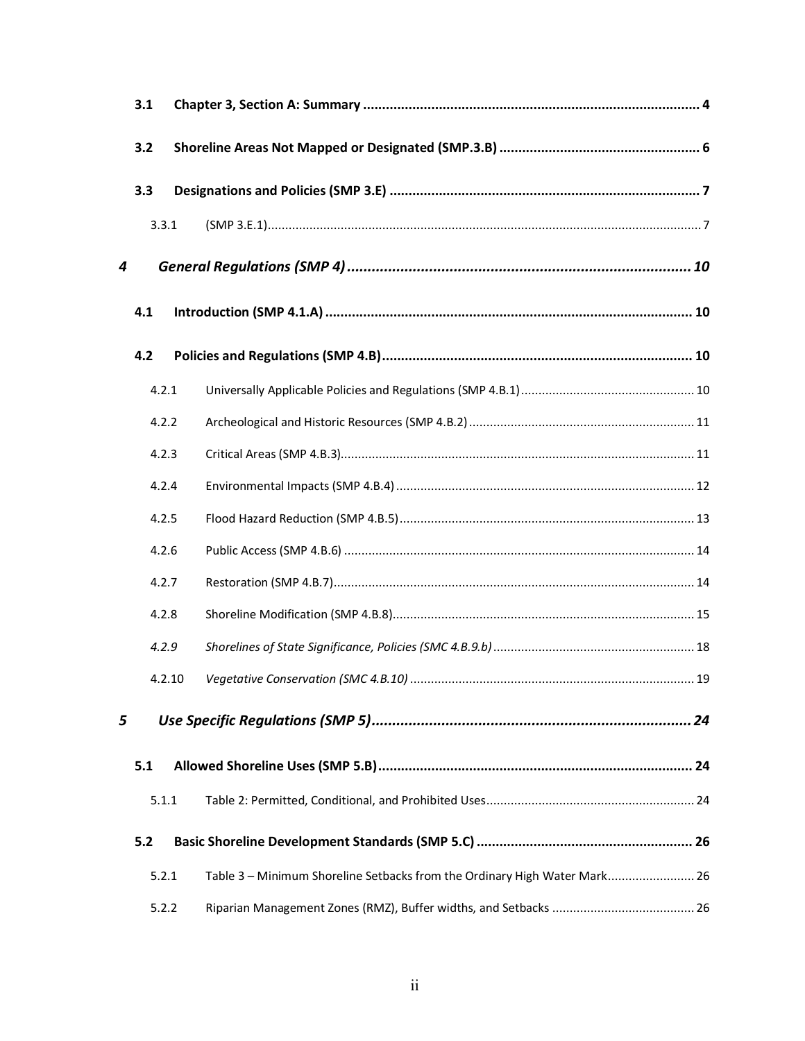**3.1 Chapter 3, Section A: Summary ........................................................................................ 4**

**3.2 Shoreline Areas Not Mapped or Designated (SMP.3.B) .................................................... 6**

**3.3 Designations and Policies (SMP 3.E) ................................................................................ 7**

3.3.1 (SMP 3.E.1)............................................................................................................................ 7

***4 General Regulations (SMP 4) .................................................................................... 10***

**4.1 Introduction (SMP 4.1.A) ............................................................................................... 10**

**4.2 Policies and Regulations (SMP 4.B)................................................................................. 10**

4.2.1 Universally Applicable Policies and Regulations (SMP 4.B.1)................................................. 10

4.2.2 Archeological and Historic Resources (SMP 4.B.2)................................................................ 11

4.2.3 Critical Areas (SMP 4.B.3)...................................................................................................... 11

4.2.4 Environmental Impacts (SMP 4.B.4) ..................................................................................... 12

4.2.5 Flood Hazard Reduction (SMP 4.B.5).................................................................................... 13

4.2.6 Public Access (SMP 4.B.6) .................................................................................................... 14

4.2.7 Restoration (SMP 4.B.7)........................................................................................................ 14

4.2.8 Shoreline Modification (SMP 4.B.8)...................................................................................... 15

*4.2.9 Shorelines of State Significance, Policies (SMC 4.B.9.b)* ......................................................... 18

4.2.10 *Vegetative Conservation (SMC 4.B.10)* ................................................................................. 19

***5 Use Specific Regulations (SMP 5)............................................................................. 24***

**5.1 Allowed Shoreline Uses (SMP 5.B).................................................................................. 24**

5.1.1 Table 2: Permitted, Conditional, and Prohibited Uses........................................................... 24

**5.2 Basic Shoreline Development Standards (SMP 5.C) ........................................................ 26**

5.2.1 Table 3 – Minimum Shoreline Setbacks from the Ordinary High Water Mark......................... 26

5.2.2 Riparian Management Zones (RMZ), Buffer widths, and Setbacks ......................................... 26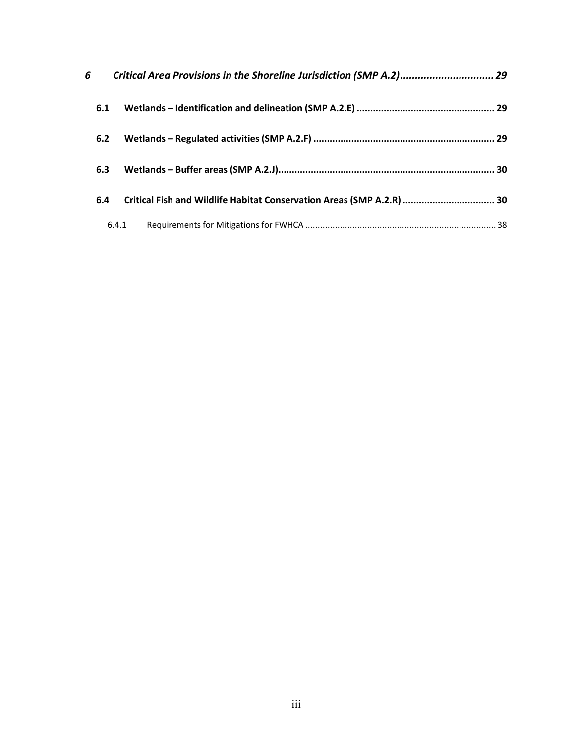*6 Critical Area Provisions in the Shoreline Jurisdiction (SMP A.2) ................................ 29*

**6.1 Wetlands – Identification and delineation (SMP A.2.E) .................................................. 29**

**6.2 Wetlands – Regulated activities (SMP A.2.F) .................................................................. 29**

**6.3 Wetlands – Buffer areas (SMP A.2.J)................................................................................ 30**

**6.4 Critical Fish and Wildlife Habitat Conservation Areas (SMP A.2.R) ................................. 30**

6.4.1 Requirements for Mitigations for FWHCA ............................................................................ 38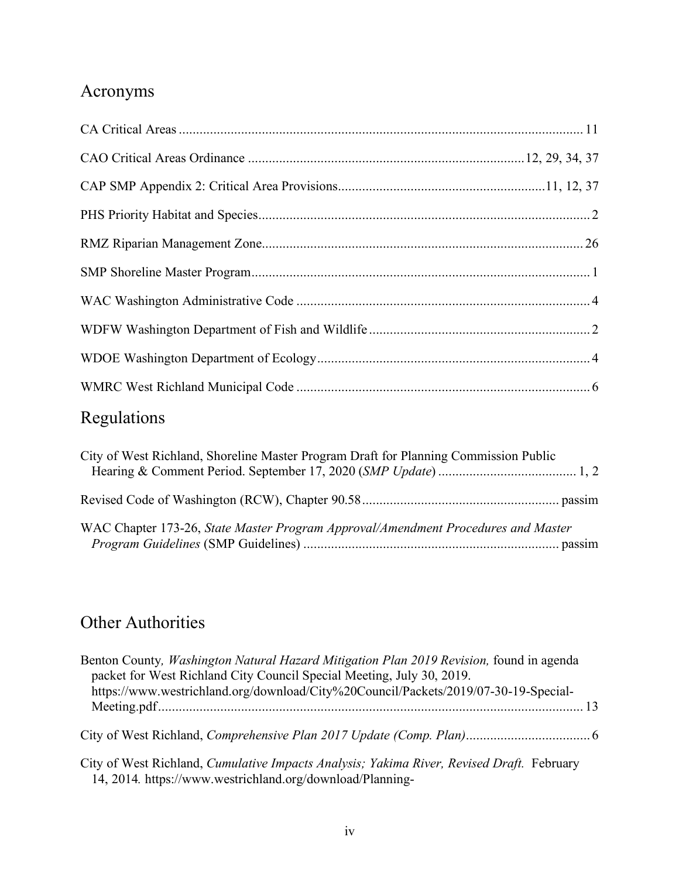## Acronyms

CA Critical Areas ........ 11

CAO Critical Areas Ordinance ........ 12, 29, 34, 37

CAP SMP Appendix 2: Critical Area Provisions ........ 11, 12, 37

PHS Priority Habitat and Species ........ 2

RMZ Riparian Management Zone ........ 26

SMP Shoreline Master Program ........ 1

WAC Washington Administrative Code ........ 4

WDFW Washington Department of Fish and Wildlife ........ 2

WDOE Washington Department of Ecology ........ 4

WMRC West Richland Municipal Code ........ 6

## Regulations

City of West Richland, Shoreline Master Program Draft for Planning Commission Public Hearing & Comment Period. September 17, 2020 (*SMP Update*) ........ 1, 2

Revised Code of Washington (RCW), Chapter 90.58 ........ passim

WAC Chapter 173-26, *State Master Program Approval/Amendment Procedures and Master Program Guidelines* (SMP Guidelines) ........ passim

## Other Authorities

Benton County*, Washington Natural Hazard Mitigation Plan 2019 Revision,* found in agenda packet for West Richland City Council Special Meeting, July 30, 2019. https://www.westrichland.org/download/City%20Council/Packets/2019/07-30-19-Special-Meeting.pdf ........ 13

City of West Richland, *Comprehensive Plan 2017 Update (Comp. Plan)* ........ 6

City of West Richland, *Cumulative Impacts Analysis; Yakima River, Revised Draft.* February 14, 2014*.* https://www.westrichland.org/download/Planning-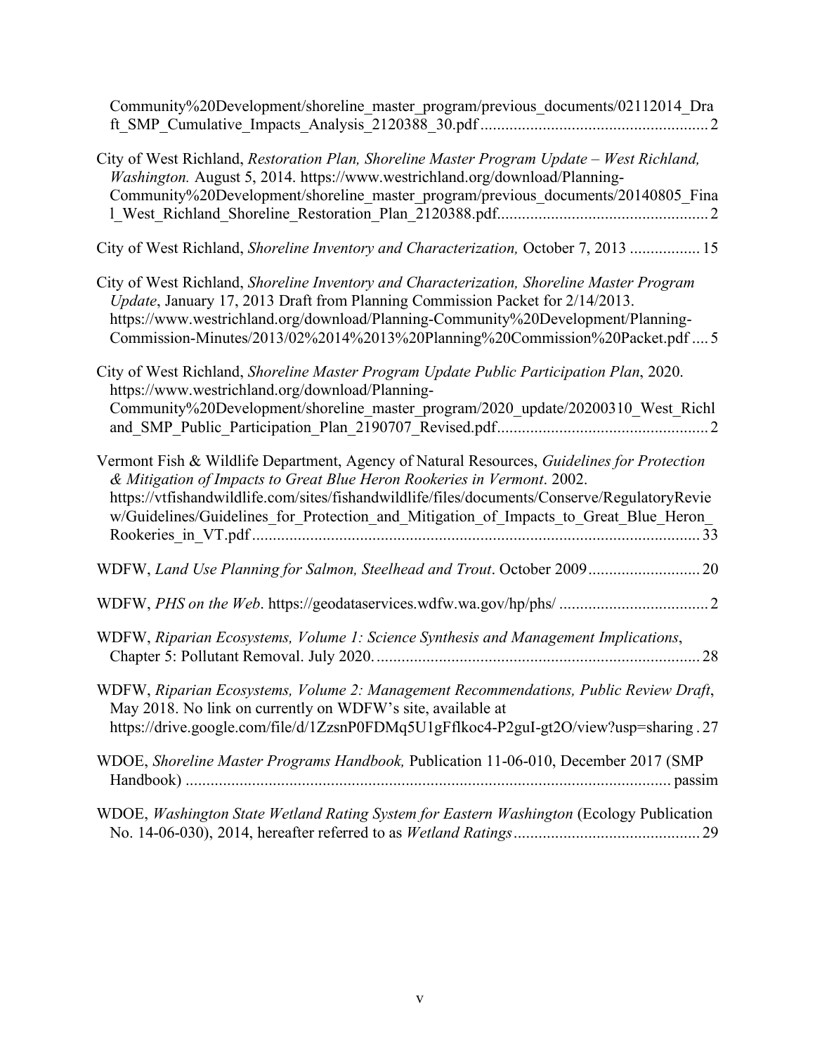Community%20Development/shoreline_master_program/previous_documents/02112014_Draft_SMP_Cumulative_Impacts_Analysis_2120388_30.pdf ........................................................ 2

City of West Richland, *Restoration Plan, Shoreline Master Program Update – West Richland, Washington.* August 5, 2014. https://www.westrichland.org/download/Planning-Community%20Development/shoreline_master_program/previous_documents/20140805_Final_West_Richland_Shoreline_Restoration_Plan_2120388.pdf................................................... 2

City of West Richland, *Shoreline Inventory and Characterization,* October 7, 2013 ................. 15

City of West Richland, *Shoreline Inventory and Characterization, Shoreline Master Program Update*, January 17, 2013 Draft from Planning Commission Packet for 2/14/2013. https://www.westrichland.org/download/Planning-Community%20Development/Planning-Commission-Minutes/2013/02%2014%2013%20Planning%20Commission%20Packet.pdf .... 5

City of West Richland, *Shoreline Master Program Update Public Participation Plan*, 2020. https://www.westrichland.org/download/Planning-Community%20Development/shoreline_master_program/2020_update/20200310_West_Richland_SMP_Public_Participation_Plan_2190707_Revised.pdf................................................... 2

Vermont Fish & Wildlife Department, Agency of Natural Resources, *Guidelines for Protection & Mitigation of Impacts to Great Blue Heron Rookeries in Vermont*. 2002. https://vtfishandwildlife.com/sites/fishandwildlife/files/documents/Conserve/RegulatoryReview/Guidelines/Guidelines_for_Protection_and_Mitigation_of_Impacts_to_Great_Blue_Heron_Rookeries_in_VT.pdf ........................................................................................................... 33

WDFW, *Land Use Planning for Salmon, Steelhead and Trout*. October 2009........................... 20

WDFW, *PHS on the Web*. https://geodataservices.wdfw.wa.gov/hp/phs/ .................................... 2

WDFW, *Riparian Ecosystems, Volume 1: Science Synthesis and Management Implications*, Chapter 5: Pollutant Removal. July 2020.............................................................................. 28

WDFW, *Riparian Ecosystems, Volume 2: Management Recommendations, Public Review Draft*, May 2018. No link on currently on WDFW's site, available at https://drive.google.com/file/d/1ZzsnP0FDMq5U1gFflkoc4-P2guI-gt2O/view?usp=sharing . 27

WDOE, *Shoreline Master Programs Handbook,* Publication 11-06-010, December 2017 (SMP Handbook) ..................................................................................................................... passim

WDOE, *Washington State Wetland Rating System for Eastern Washington* (Ecology Publication No. 14-06-030), 2014, hereafter referred to as *Wetland Ratings*............................................. 29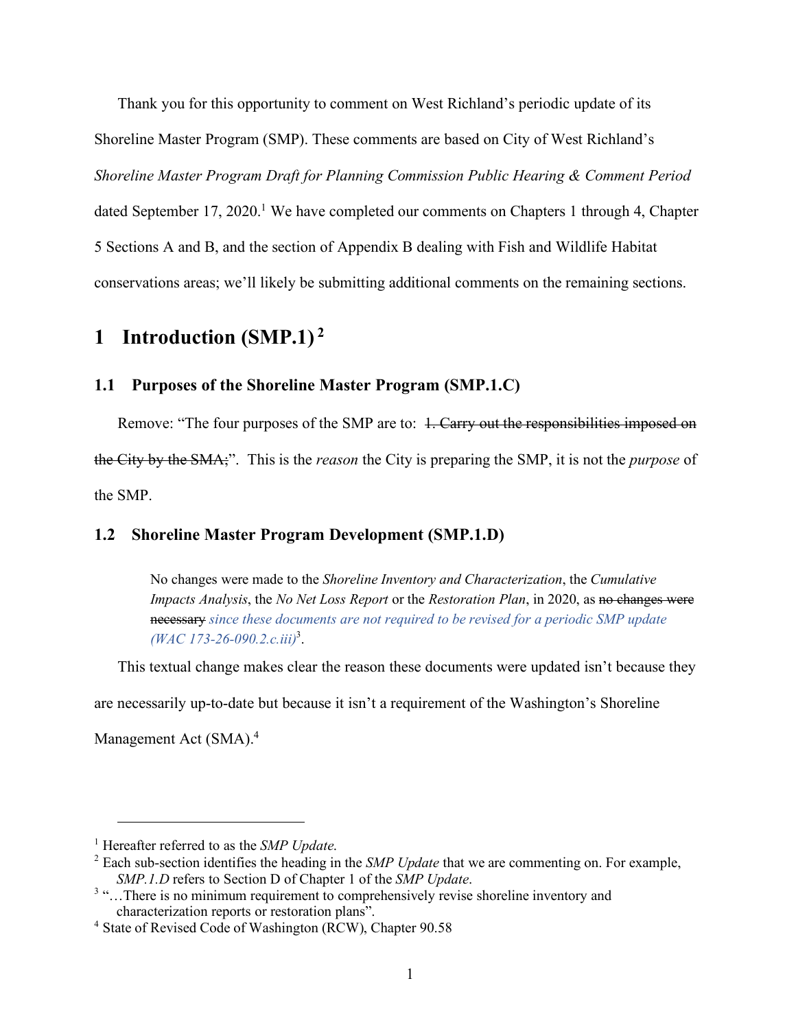Thank you for this opportunity to comment on West Richland's periodic update of its Shoreline Master Program (SMP). These comments are based on City of West Richland's *Shoreline Master Program Draft for Planning Commission Public Hearing & Comment Period* dated September 17, 2020.[1] We have completed our comments on Chapters 1 through 4, Chapter 5 Sections A and B, and the section of Appendix B dealing with Fish and Wildlife Habitat conservations areas; we'll likely be submitting additional comments on the remaining sections.

# 1 Introduction (SMP.1)[2]

## 1.1 Purposes of the Shoreline Master Program (SMP.1.C)

Remove: "The four purposes of the SMP are to: ~~1. Carry out the responsibilities imposed on the City by the SMA;~~". This is the *reason* the City is preparing the SMP, it is not the *purpose* of the SMP.

## 1.2 Shoreline Master Program Development (SMP.1.D)

> No changes were made to the *Shoreline Inventory and Characterization*, the *Cumulative Impacts Analysis*, the *No Net Loss Report* or the *Restoration Plan*, in 2020, as ~~no changes were necessary~~ *since these documents are not required to be revised for a periodic SMP update (WAC 173-26-090.2.c.iii)*[3].

This textual change makes clear the reason these documents were updated isn't because they are necessarily up-to-date but because it isn't a requirement of the Washington's Shoreline Management Act (SMA).[4]

---

[1] Hereafter referred to as the *SMP Update*.

[2] Each sub-section identifies the heading in the *SMP Update* that we are commenting on. For example, *SMP.1.D* refers to Section D of Chapter 1 of the *SMP Update*.

[3] "…There is no minimum requirement to comprehensively revise shoreline inventory and characterization reports or restoration plans".

[4] State of Revised Code of Washington (RCW), Chapter 90.58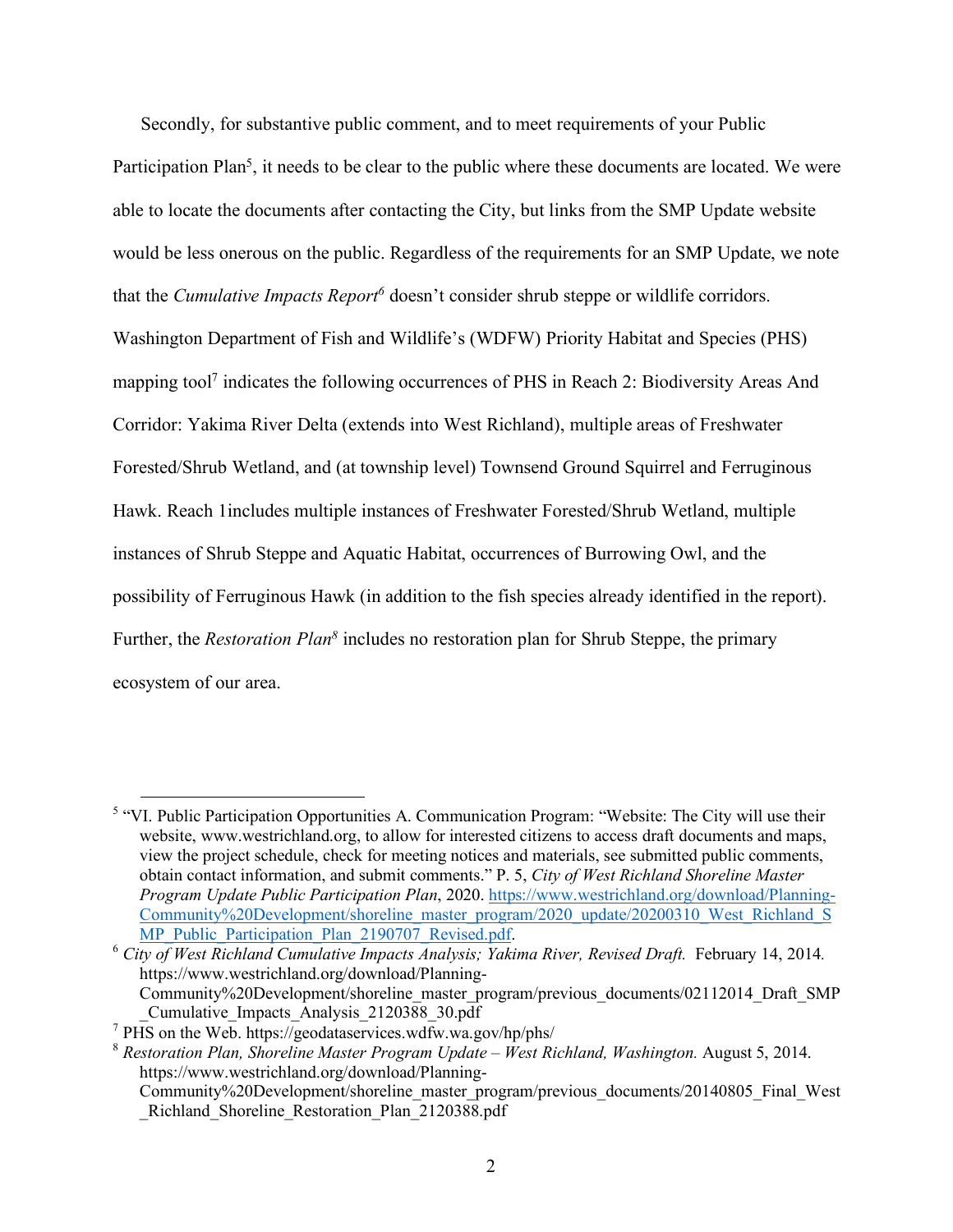Secondly, for substantive public comment, and to meet requirements of your Public Participation Plan[5], it needs to be clear to the public where these documents are located. We were able to locate the documents after contacting the City, but links from the SMP Update website would be less onerous on the public. Regardless of the requirements for an SMP Update, we note that the *Cumulative Impacts Report*[6] doesn't consider shrub steppe or wildlife corridors. Washington Department of Fish and Wildlife's (WDFW) Priority Habitat and Species (PHS) mapping tool[7] indicates the following occurrences of PHS in Reach 2: Biodiversity Areas And Corridor: Yakima River Delta (extends into West Richland), multiple areas of Freshwater Forested/Shrub Wetland, and (at township level) Townsend Ground Squirrel and Ferruginous Hawk. Reach 1includes multiple instances of Freshwater Forested/Shrub Wetland, multiple instances of Shrub Steppe and Aquatic Habitat, occurrences of Burrowing Owl, and the possibility of Ferruginous Hawk (in addition to the fish species already identified in the report). Further, the *Restoration Plan*[8] includes no restoration plan for Shrub Steppe, the primary ecosystem of our area.

---

[5] "VI. Public Participation Opportunities A. Communication Program: "Website: The City will use their website, www.westrichland.org, to allow for interested citizens to access draft documents and maps, view the project schedule, check for meeting notices and materials, see submitted public comments, obtain contact information, and submit comments." P. 5, *City of West Richland Shoreline Master Program Update Public Participation Plan*, 2020. https://www.westrichland.org/download/Planning-Community%20Development/shoreline_master_program/2020_update/20200310_West_Richland_SMP_Public_Participation_Plan_2190707_Revised.pdf.

[6] *City of West Richland Cumulative Impacts Analysis; Yakima River, Revised Draft.* February 14, 2014. https://www.westrichland.org/download/Planning-Community%20Development/shoreline_master_program/previous_documents/02112014_Draft_SMP_Cumulative_Impacts_Analysis_2120388_30.pdf

[7] PHS on the Web. https://geodataservices.wdfw.wa.gov/hp/phs/

[8] *Restoration Plan, Shoreline Master Program Update – West Richland, Washington.* August 5, 2014. https://www.westrichland.org/download/Planning-Community%20Development/shoreline_master_program/previous_documents/20140805_Final_West_Richland_Shoreline_Restoration_Plan_2120388.pdf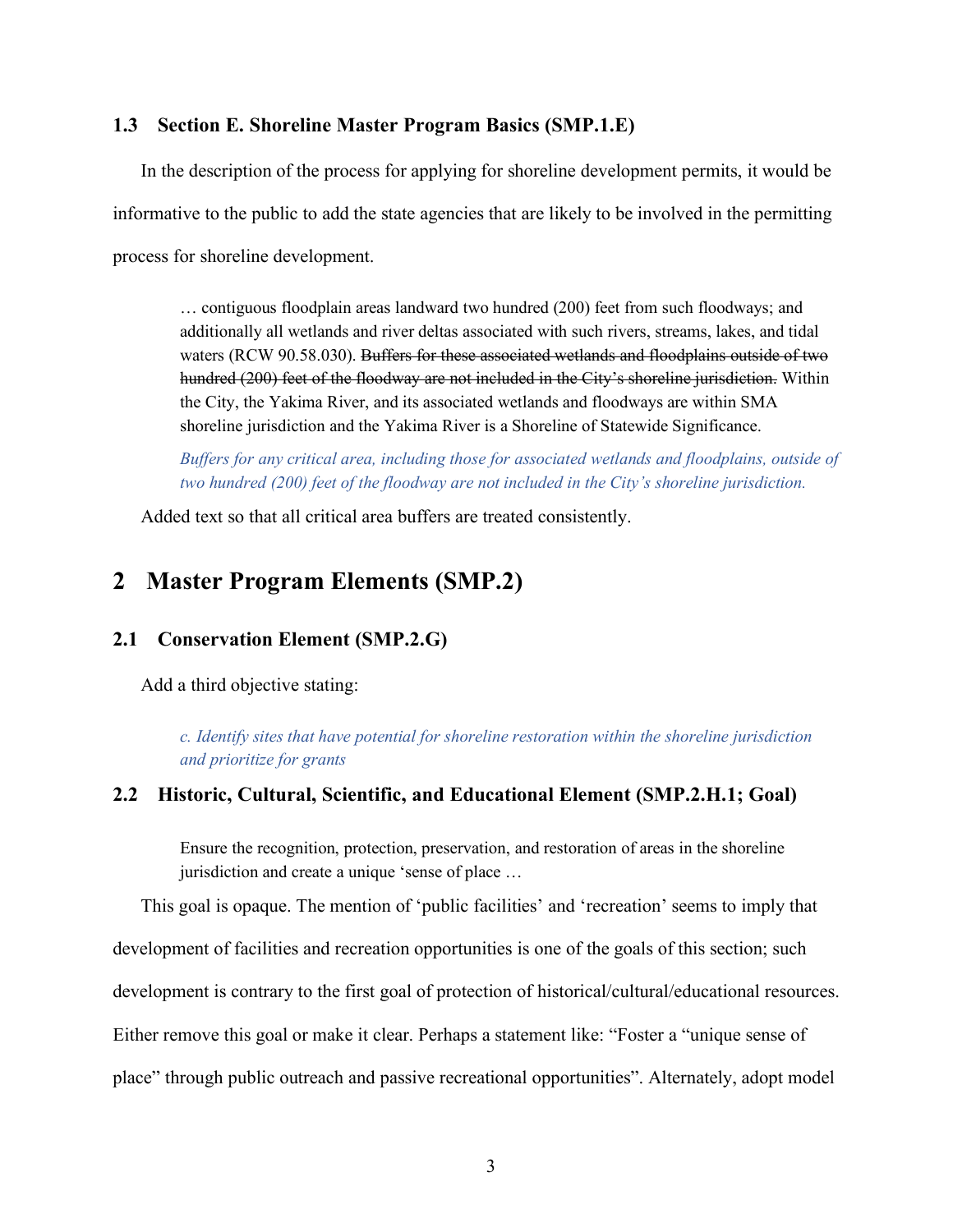### 1.3 Section E. Shoreline Master Program Basics (SMP.1.E)

In the description of the process for applying for shoreline development permits, it would be informative to the public to add the state agencies that are likely to be involved in the permitting process for shoreline development.

> … contiguous floodplain areas landward two hundred (200) feet from such floodways; and additionally all wetlands and river deltas associated with such rivers, streams, lakes, and tidal waters (RCW 90.58.030). ~~Buffers for these associated wetlands and floodplains outside of two hundred (200) feet of the floodway are not included in the City's shoreline jurisdiction.~~ Within the City, the Yakima River, and its associated wetlands and floodways are within SMA shoreline jurisdiction and the Yakima River is a Shoreline of Statewide Significance.
>
> *Buffers for any critical area, including those for associated wetlands and floodplains, outside of two hundred (200) feet of the floodway are not included in the City's shoreline jurisdiction.*

Added text so that all critical area buffers are treated consistently.

## 2 Master Program Elements (SMP.2)

### 2.1 Conservation Element (SMP.2.G)

Add a third objective stating:

> *c. Identify sites that have potential for shoreline restoration within the shoreline jurisdiction and prioritize for grants*

### 2.2 Historic, Cultural, Scientific, and Educational Element (SMP.2.H.1; Goal)

> Ensure the recognition, protection, preservation, and restoration of areas in the shoreline jurisdiction and create a unique 'sense of place …

This goal is opaque. The mention of 'public facilities' and 'recreation' seems to imply that development of facilities and recreation opportunities is one of the goals of this section; such development is contrary to the first goal of protection of historical/cultural/educational resources. Either remove this goal or make it clear. Perhaps a statement like: "Foster a "unique sense of place" through public outreach and passive recreational opportunities". Alternately, adopt model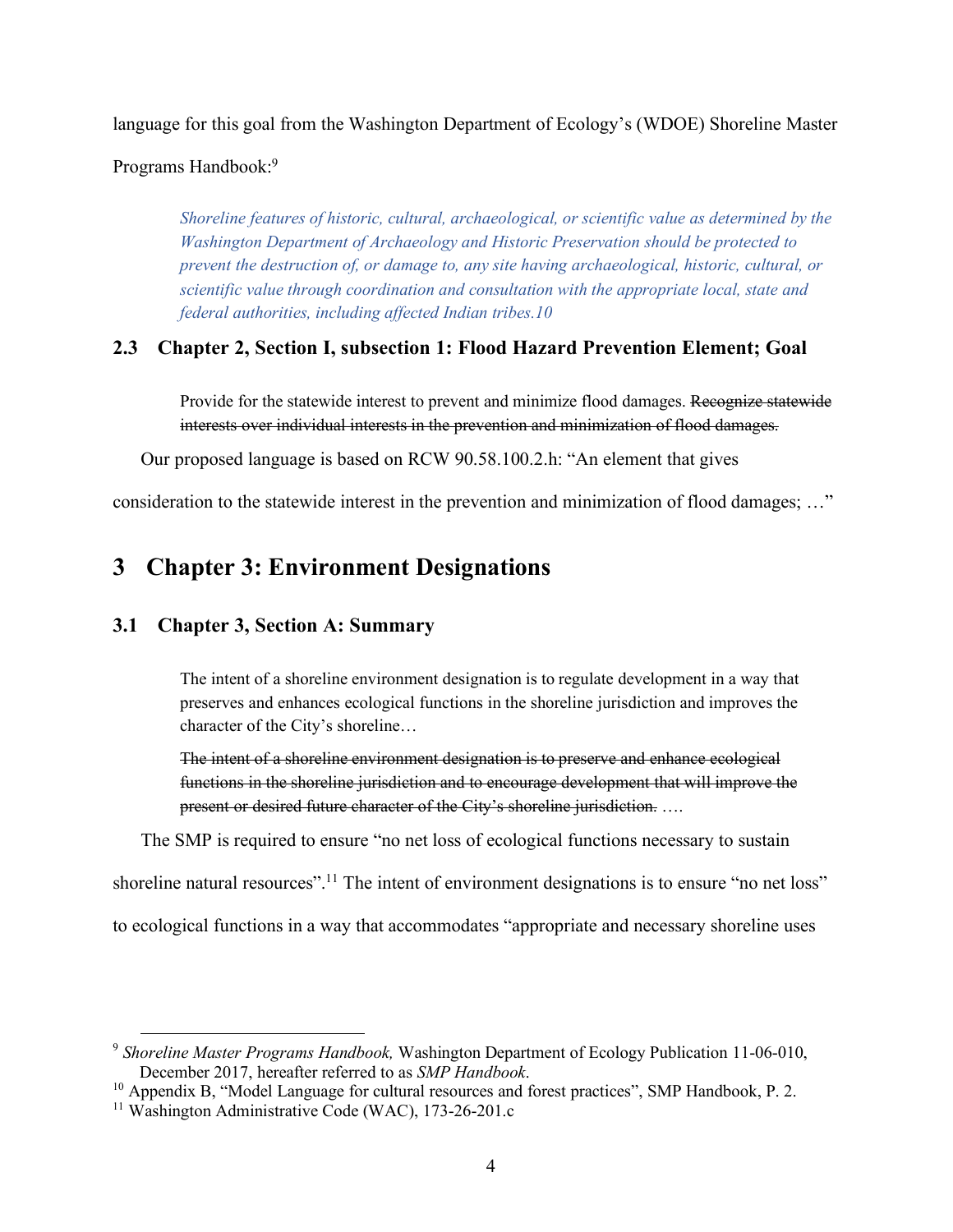language for this goal from the Washington Department of Ecology's (WDOE) Shoreline Master Programs Handbook:[9]

> *Shoreline features of historic, cultural, archaeological, or scientific value as determined by the Washington Department of Archaeology and Historic Preservation should be protected to prevent the destruction of, or damage to, any site having archaeological, historic, cultural, or scientific value through coordination and consultation with the appropriate local, state and federal authorities, including affected Indian tribes.10*

### 2.3 Chapter 2, Section I, subsection 1: Flood Hazard Prevention Element; Goal

> Provide for the statewide interest to prevent and minimize flood damages. ~~Recognize statewide interests over individual interests in the prevention and minimization of flood damages.~~

Our proposed language is based on RCW 90.58.100.2.h: "An element that gives consideration to the statewide interest in the prevention and minimization of flood damages; …"

## 3 Chapter 3: Environment Designations

### 3.1 Chapter 3, Section A: Summary

> The intent of a shoreline environment designation is to regulate development in a way that preserves and enhances ecological functions in the shoreline jurisdiction and improves the character of the City's shoreline…
>
> ~~The intent of a shoreline environment designation is to preserve and enhance ecological functions in the shoreline jurisdiction and to encourage development that will improve the present or desired future character of the City's shoreline jurisdiction.~~ ….

The SMP is required to ensure "no net loss of ecological functions necessary to sustain shoreline natural resources".[11] The intent of environment designations is to ensure "no net loss" to ecological functions in a way that accommodates "appropriate and necessary shoreline uses

[9] *Shoreline Master Programs Handbook,* Washington Department of Ecology Publication 11-06-010, December 2017, hereafter referred to as *SMP Handbook*.

[10] Appendix B, "Model Language for cultural resources and forest practices", SMP Handbook, P. 2.

[11] Washington Administrative Code (WAC), 173-26-201.c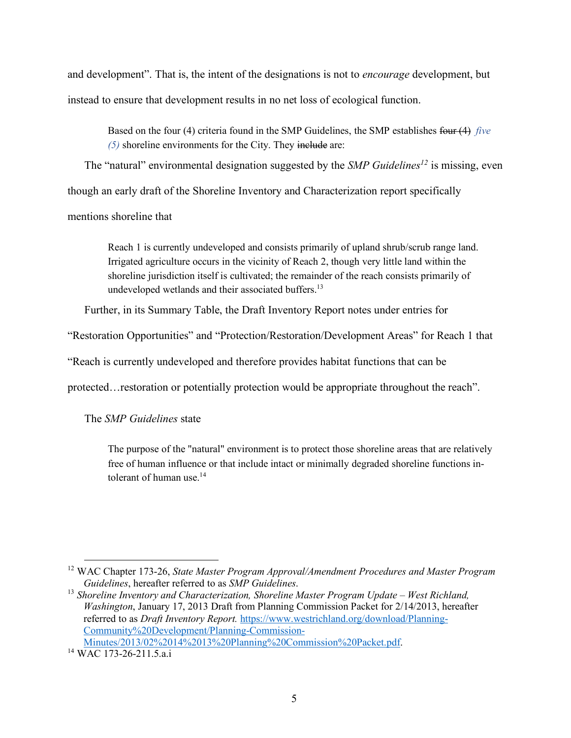and development". That is, the intent of the designations is not to *encourage* development, but instead to ensure that development results in no net loss of ecological function.

> Based on the four (4) criteria found in the SMP Guidelines, the SMP establishes ~~four (4)~~ *five (5)* shoreline environments for the City. They ~~include~~ are:

The "natural" environmental designation suggested by the *SMP Guidelines*[12] is missing, even though an early draft of the Shoreline Inventory and Characterization report specifically mentions shoreline that

> Reach 1 is currently undeveloped and consists primarily of upland shrub/scrub range land. Irrigated agriculture occurs in the vicinity of Reach 2, though very little land within the shoreline jurisdiction itself is cultivated; the remainder of the reach consists primarily of undeveloped wetlands and their associated buffers.[13]

Further, in its Summary Table, the Draft Inventory Report notes under entries for "Restoration Opportunities" and "Protection/Restoration/Development Areas" for Reach 1 that "Reach is currently undeveloped and therefore provides habitat functions that can be protected…restoration or potentially protection would be appropriate throughout the reach".

The *SMP Guidelines* state

> The purpose of the "natural" environment is to protect those shoreline areas that are relatively free of human influence or that include intact or minimally degraded shoreline functions intolerant of human use.[14]

---

[12] WAC Chapter 173-26, *State Master Program Approval/Amendment Procedures and Master Program Guidelines*, hereafter referred to as *SMP Guidelines*.

[13] *Shoreline Inventory and Characterization, Shoreline Master Program Update – West Richland, Washington*, January 17, 2013 Draft from Planning Commission Packet for 2/14/2013, hereafter referred to as *Draft Inventory Report.* https://www.westrichland.org/download/Planning-Community%20Development/Planning-Commission-Minutes/2013/02%2014%2013%20Planning%20Commission%20Packet.pdf.

[14] WAC 173-26-211.5.a.i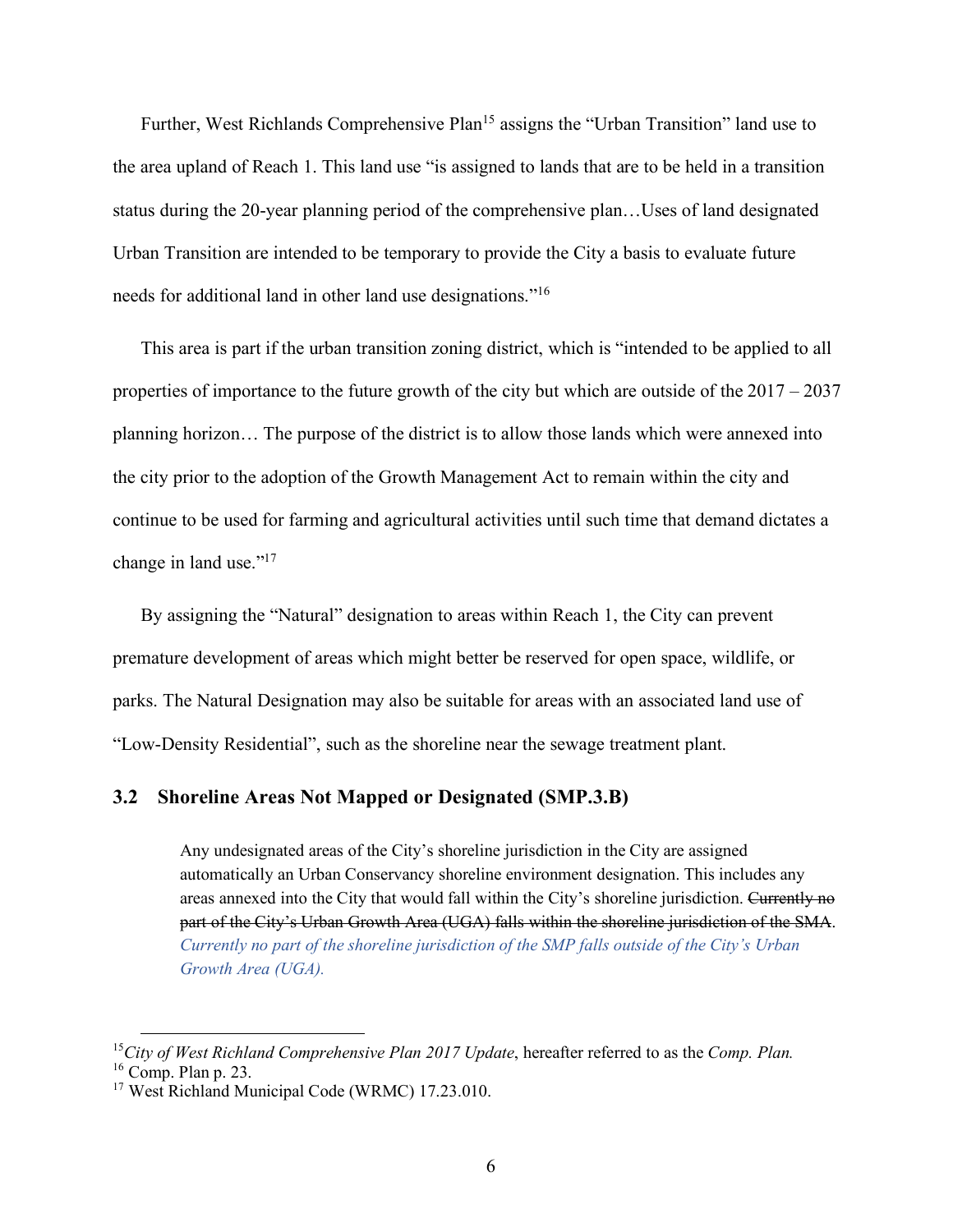Further, West Richlands Comprehensive Plan[15] assigns the "Urban Transition" land use to the area upland of Reach 1. This land use "is assigned to lands that are to be held in a transition status during the 20-year planning period of the comprehensive plan…Uses of land designated Urban Transition are intended to be temporary to provide the City a basis to evaluate future needs for additional land in other land use designations."[16]

This area is part if the urban transition zoning district, which is "intended to be applied to all properties of importance to the future growth of the city but which are outside of the 2017 – 2037 planning horizon… The purpose of the district is to allow those lands which were annexed into the city prior to the adoption of the Growth Management Act to remain within the city and continue to be used for farming and agricultural activities until such time that demand dictates a change in land use."[17]

By assigning the "Natural" designation to areas within Reach 1, the City can prevent premature development of areas which might better be reserved for open space, wildlife, or parks. The Natural Designation may also be suitable for areas with an associated land use of "Low-Density Residential", such as the shoreline near the sewage treatment plant.

### 3.2 Shoreline Areas Not Mapped or Designated (SMP.3.B)

> Any undesignated areas of the City's shoreline jurisdiction in the City are assigned automatically an Urban Conservancy shoreline environment designation. This includes any areas annexed into the City that would fall within the City's shoreline jurisdiction. ~~Currently no part of the City's Urban Growth Area (UGA) falls within the shoreline jurisdiction of the SMA~~. *Currently no part of the shoreline jurisdiction of the SMP falls outside of the City's Urban Growth Area (UGA).*

[15] *City of West Richland Comprehensive Plan 2017 Update*, hereafter referred to as the *Comp. Plan.*

[16] Comp. Plan p. 23.

[17] West Richland Municipal Code (WRMC) 17.23.010.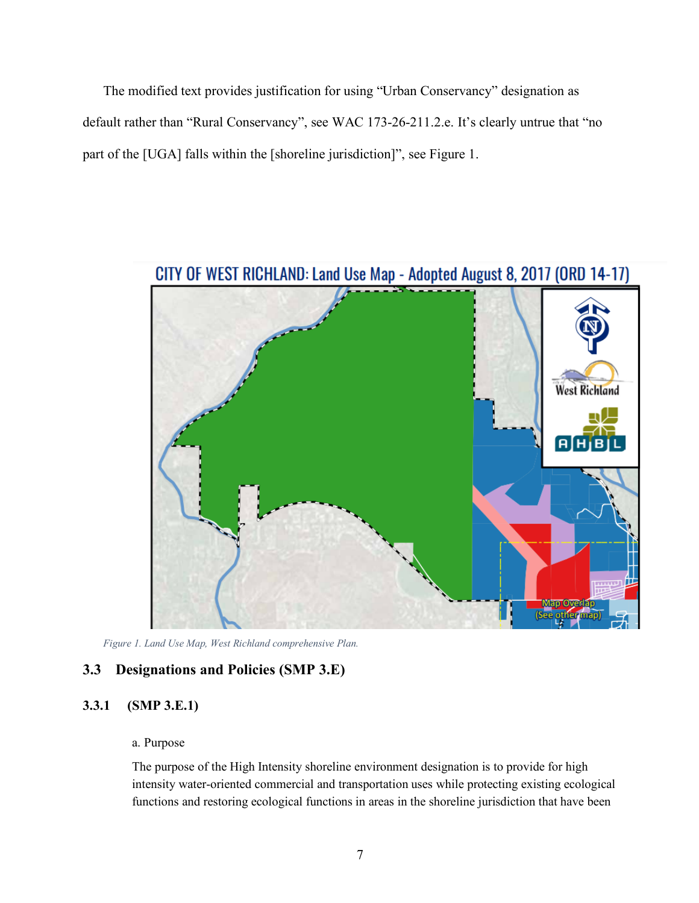The modified text provides justification for using "Urban Conservancy" designation as default rather than "Rural Conservancy", see WAC 173-26-211.2.e. It's clearly untrue that "no part of the [UGA] falls within the [shoreline jurisdiction]", see Figure 1.

CITY OF WEST RICHLAND: Land Use Map - Adopted August 8, 2017 (ORD 14-17)

West Richland

AHBL

Map Overlap
(See other map)

*Figure 1. Land Use Map, West Richland comprehensive Plan.*

## 3.3 Designations and Policies (SMP 3.E)

### 3.3.1 (SMP 3.E.1)

a. Purpose

The purpose of the High Intensity shoreline environment designation is to provide for high intensity water-oriented commercial and transportation uses while protecting existing ecological functions and restoring ecological functions in areas in the shoreline jurisdiction that have been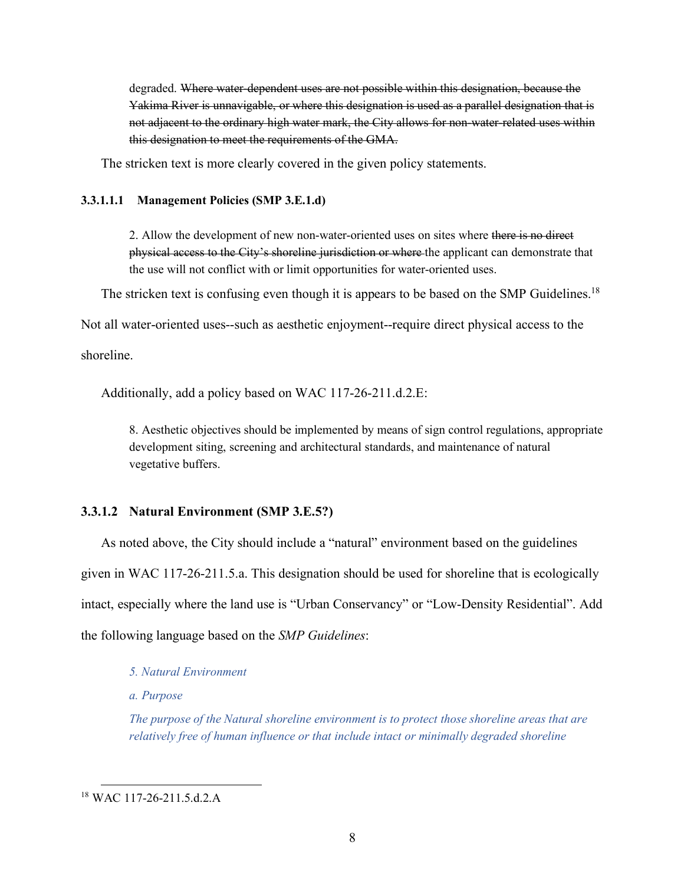> degraded. ~~Where water-dependent uses are not possible within this designation, because the Yakima River is unnavigable, or where this designation is used as a parallel designation that is not adjacent to the ordinary high water mark, the City allows for non-water-related uses within this designation to meet the requirements of the GMA.~~

The stricken text is more clearly covered in the given policy statements.

##### 3.3.1.1.1 Management Policies (SMP 3.E.1.d)

> 2. Allow the development of new non-water-oriented uses on sites where ~~there is no direct physical access to the City's shoreline jurisdiction or where~~ the applicant can demonstrate that the use will not conflict with or limit opportunities for water-oriented uses.

The stricken text is confusing even though it is appears to be based on the SMP Guidelines.[18] Not all water-oriented uses--such as aesthetic enjoyment--require direct physical access to the shoreline.

Additionally, add a policy based on WAC 117-26-211.d.2.E:

> 8. Aesthetic objectives should be implemented by means of sign control regulations, appropriate development siting, screening and architectural standards, and maintenance of natural vegetative buffers.

#### 3.3.1.2 Natural Environment (SMP 3.E.5?)

As noted above, the City should include a "natural" environment based on the guidelines given in WAC 117-26-211.5.a. This designation should be used for shoreline that is ecologically intact, especially where the land use is "Urban Conservancy" or "Low-Density Residential". Add the following language based on the *SMP Guidelines*:

> *5. Natural Environment*
>
> *a. Purpose*
>
> *The purpose of the Natural shoreline environment is to protect those shoreline areas that are relatively free of human influence or that include intact or minimally degraded shoreline*

[18] WAC 117-26-211.5.d.2.A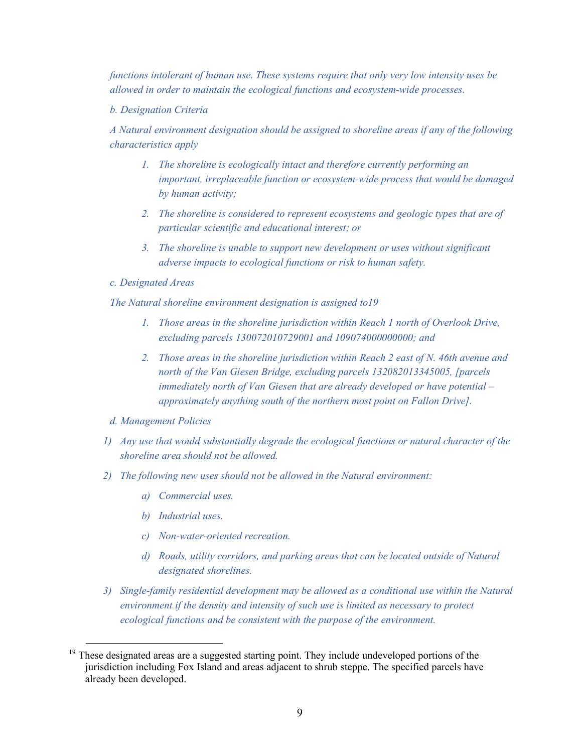*functions intolerant of human use. These systems require that only very low intensity uses be allowed in order to maintain the ecological functions and ecosystem-wide processes.*

*b. Designation Criteria*

*A Natural environment designation should be assigned to shoreline areas if any of the following characteristics apply*

1. *The shoreline is ecologically intact and therefore currently performing an important, irreplaceable function or ecosystem-wide process that would be damaged by human activity;*
2. *The shoreline is considered to represent ecosystems and geologic types that are of particular scientific and educational interest; or*
3. *The shoreline is unable to support new development or uses without significant adverse impacts to ecological functions or risk to human safety.*

*c. Designated Areas*

*The Natural shoreline environment designation is assigned to*[19]

1. *Those areas in the shoreline jurisdiction within Reach 1 north of Overlook Drive, excluding parcels 130072010729001 and 109074000000000; and*
2. *Those areas in the shoreline jurisdiction within Reach 2 east of N. 46th avenue and north of the Van Giesen Bridge, excluding parcels 132082013345005, [parcels immediately north of Van Giesen that are already developed or have potential – approximately anything south of the northern most point on Fallon Drive].*

*d. Management Policies*

1) *Any use that would substantially degrade the ecological functions or natural character of the shoreline area should not be allowed.*
2) *The following new uses should not be allowed in the Natural environment:*
   a) *Commercial uses.*
   b) *Industrial uses.*
   c) *Non-water-oriented recreation.*
   d) *Roads, utility corridors, and parking areas that can be located outside of Natural designated shorelines.*
3) *Single-family residential development may be allowed as a conditional use within the Natural environment if the density and intensity of such use is limited as necessary to protect ecological functions and be consistent with the purpose of the environment.*

---

[19] These designated areas are a suggested starting point. They include undeveloped portions of the jurisdiction including Fox Island and areas adjacent to shrub steppe. The specified parcels have already been developed.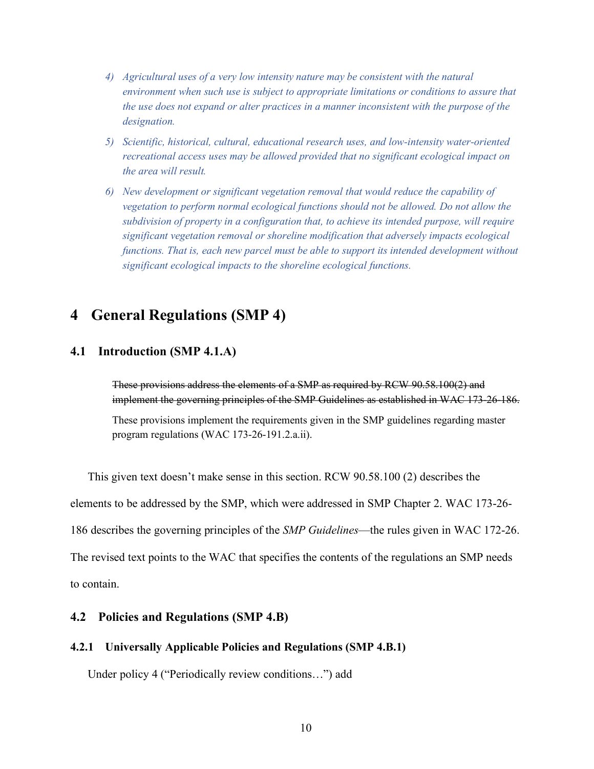4) *Agricultural uses of a very low intensity nature may be consistent with the natural environment when such use is subject to appropriate limitations or conditions to assure that the use does not expand or alter practices in a manner inconsistent with the purpose of the designation.*

5) *Scientific, historical, cultural, educational research uses, and low-intensity water-oriented recreational access uses may be allowed provided that no significant ecological impact on the area will result.*

6) *New development or significant vegetation removal that would reduce the capability of vegetation to perform normal ecological functions should not be allowed. Do not allow the subdivision of property in a configuration that, to achieve its intended purpose, will require significant vegetation removal or shoreline modification that adversely impacts ecological functions. That is, each new parcel must be able to support its intended development without significant ecological impacts to the shoreline ecological functions.*

# 4 General Regulations (SMP 4)

## 4.1 Introduction (SMP 4.1.A)

> ~~These provisions address the elements of a SMP as required by RCW 90.58.100(2) and implement the governing principles of the SMP Guidelines as established in WAC 173-26-186.~~
>
> These provisions implement the requirements given in the SMP guidelines regarding master program regulations (WAC 173-26-191.2.a.ii).

This given text doesn't make sense in this section. RCW 90.58.100 (2) describes the elements to be addressed by the SMP, which were addressed in SMP Chapter 2. WAC 173-26-186 describes the governing principles of the *SMP Guidelines*—the rules given in WAC 172-26. The revised text points to the WAC that specifies the contents of the regulations an SMP needs to contain.

## 4.2 Policies and Regulations (SMP 4.B)

### 4.2.1 Universally Applicable Policies and Regulations (SMP 4.B.1)

Under policy 4 ("Periodically review conditions…") add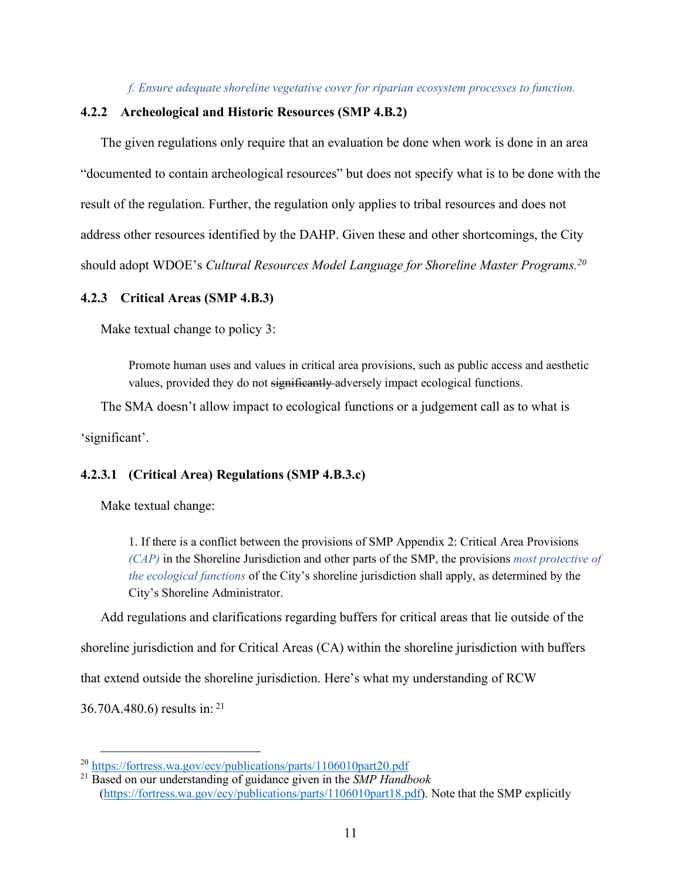*f. Ensure adequate shoreline vegetative cover for riparian ecosystem processes to function.*

### 4.2.2 Archeological and Historic Resources (SMP 4.B.2)

The given regulations only require that an evaluation be done when work is done in an area "documented to contain archeological resources" but does not specify what is to be done with the result of the regulation. Further, the regulation only applies to tribal resources and does not address other resources identified by the DAHP. Given these and other shortcomings, the City should adopt WDOE's *Cultural Resources Model Language for Shoreline Master Programs.*[20]

### 4.2.3 Critical Areas (SMP 4.B.3)

Make textual change to policy 3:

> Promote human uses and values in critical area provisions, such as public access and aesthetic values, provided they do not ~~significantly~~ adversely impact ecological functions.

The SMA doesn't allow impact to ecological functions or a judgement call as to what is 'significant'.

#### 4.2.3.1 (Critical Area) Regulations (SMP 4.B.3.c)

Make textual change:

> 1. If there is a conflict between the provisions of SMP Appendix 2: Critical Area Provisions *(CAP)* in the Shoreline Jurisdiction and other parts of the SMP, the provisions *most protective of the ecological functions* of the City's shoreline jurisdiction shall apply, as determined by the City's Shoreline Administrator.

Add regulations and clarifications regarding buffers for critical areas that lie outside of the shoreline jurisdiction and for Critical Areas (CA) within the shoreline jurisdiction with buffers that extend outside the shoreline jurisdiction. Here's what my understanding of RCW 36.70A.480.6) results in:[21]

---

[20] https://fortress.wa.gov/ecy/publications/parts/1106010part20.pdf

[21] Based on our understanding of guidance given in the *SMP Handbook* (https://fortress.wa.gov/ecy/publications/parts/1106010part18.pdf). Note that the SMP explicitly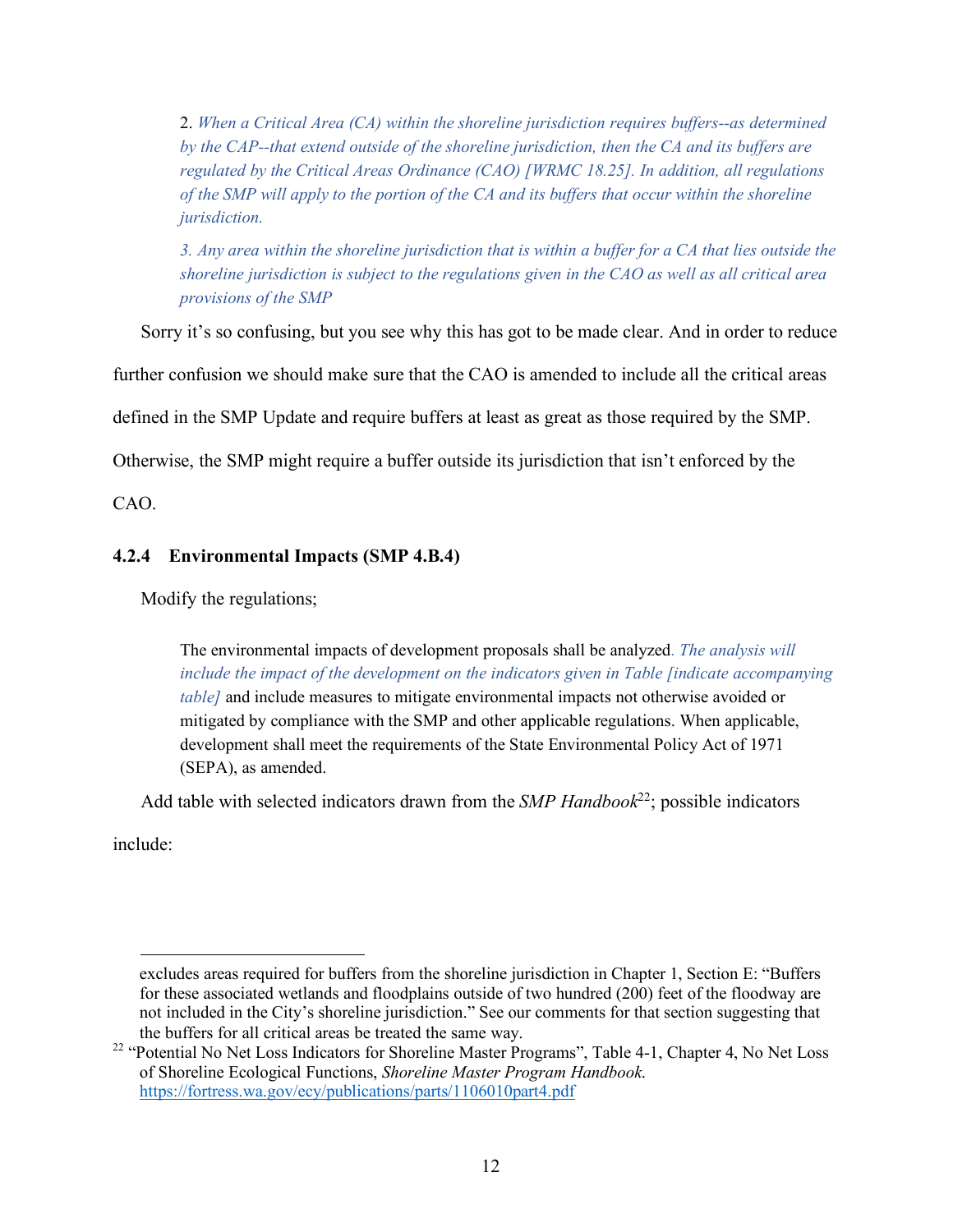2. *When a Critical Area (CA) within the shoreline jurisdiction requires buffers--as determined by the CAP--that extend outside of the shoreline jurisdiction, then the CA and its buffers are regulated by the Critical Areas Ordinance (CAO) [WRMC 18.25]. In addition, all regulations of the SMP will apply to the portion of the CA and its buffers that occur within the shoreline jurisdiction.*

*3. Any area within the shoreline jurisdiction that is within a buffer for a CA that lies outside the shoreline jurisdiction is subject to the regulations given in the CAO as well as all critical area provisions of the SMP*

Sorry it's so confusing, but you see why this has got to be made clear. And in order to reduce further confusion we should make sure that the CAO is amended to include all the critical areas defined in the SMP Update and require buffers at least as great as those required by the SMP. Otherwise, the SMP might require a buffer outside its jurisdiction that isn't enforced by the CAO.

### 4.2.4 Environmental Impacts (SMP 4.B.4)

Modify the regulations;

> The environmental impacts of development proposals shall be analyzed*. The analysis will include the impact of the development on the indicators given in Table [indicate accompanying table]* and include measures to mitigate environmental impacts not otherwise avoided or mitigated by compliance with the SMP and other applicable regulations. When applicable, development shall meet the requirements of the State Environmental Policy Act of 1971 (SEPA), as amended.

Add table with selected indicators drawn from the *SMP Handbook*[22]; possible indicators include:

---

excludes areas required for buffers from the shoreline jurisdiction in Chapter 1, Section E: "Buffers for these associated wetlands and floodplains outside of two hundred (200) feet of the floodway are not included in the City's shoreline jurisdiction." See our comments for that section suggesting that the buffers for all critical areas be treated the same way.

[22] "Potential No Net Loss Indicators for Shoreline Master Programs", Table 4-1, Chapter 4, No Net Loss of Shoreline Ecological Functions, *Shoreline Master Program Handbook.* https://fortress.wa.gov/ecy/publications/parts/1106010part4.pdf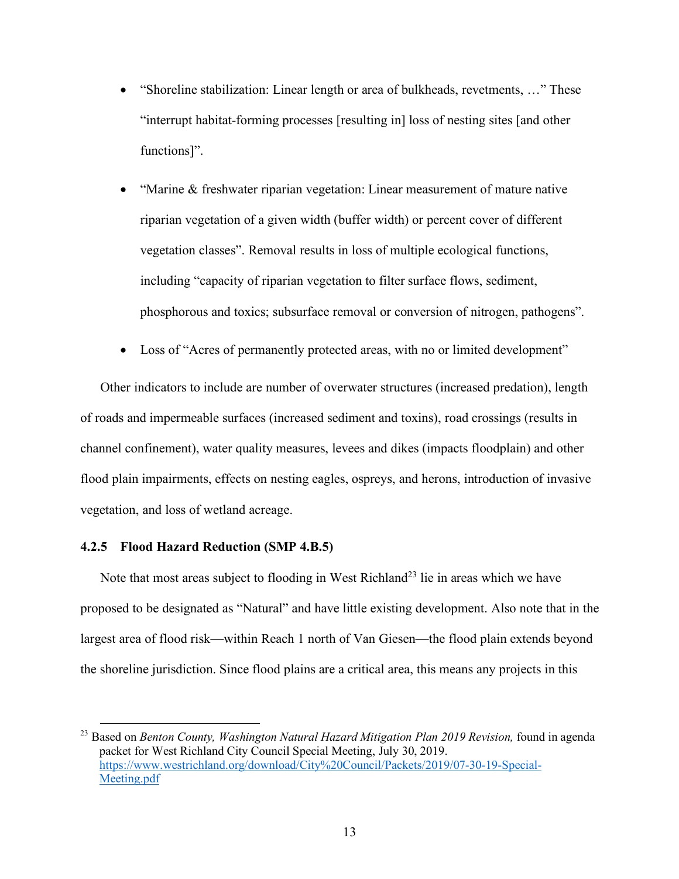- "Shoreline stabilization: Linear length or area of bulkheads, revetments, …" These "interrupt habitat-forming processes [resulting in] loss of nesting sites [and other functions]".

- "Marine & freshwater riparian vegetation: Linear measurement of mature native riparian vegetation of a given width (buffer width) or percent cover of different vegetation classes". Removal results in loss of multiple ecological functions, including "capacity of riparian vegetation to filter surface flows, sediment, phosphorous and toxics; subsurface removal or conversion of nitrogen, pathogens".

- Loss of "Acres of permanently protected areas, with no or limited development"

Other indicators to include are number of overwater structures (increased predation), length of roads and impermeable surfaces (increased sediment and toxins), road crossings (results in channel confinement), water quality measures, levees and dikes (impacts floodplain) and other flood plain impairments, effects on nesting eagles, ospreys, and herons, introduction of invasive vegetation, and loss of wetland acreage.

#### 4.2.5 Flood Hazard Reduction (SMP 4.B.5)

Note that most areas subject to flooding in West Richland[23] lie in areas which we have proposed to be designated as "Natural" and have little existing development. Also note that in the largest area of flood risk—within Reach 1 north of Van Giesen—the flood plain extends beyond the shoreline jurisdiction. Since flood plains are a critical area, this means any projects in this

---

[23] Based on *Benton County, Washington Natural Hazard Mitigation Plan 2019 Revision,* found in agenda packet for West Richland City Council Special Meeting, July 30, 2019. https://www.westrichland.org/download/City%20Council/Packets/2019/07-30-19-Special-Meeting.pdf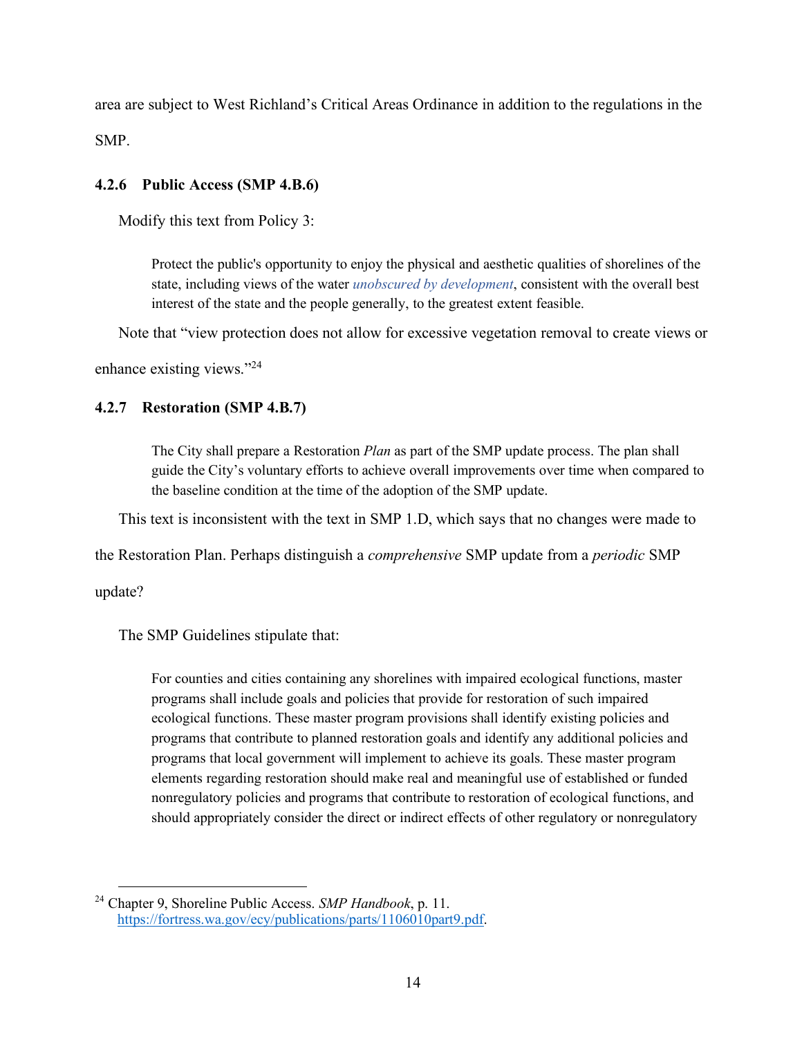area are subject to West Richland's Critical Areas Ordinance in addition to the regulations in the SMP.

### 4.2.6 Public Access (SMP 4.B.6)

Modify this text from Policy 3:

> Protect the public's opportunity to enjoy the physical and aesthetic qualities of shorelines of the state, including views of the water *unobscured by development*, consistent with the overall best interest of the state and the people generally, to the greatest extent feasible.

Note that "view protection does not allow for excessive vegetation removal to create views or enhance existing views."[24]

### 4.2.7 Restoration (SMP 4.B.7)

> The City shall prepare a Restoration *Plan* as part of the SMP update process. The plan shall guide the City's voluntary efforts to achieve overall improvements over time when compared to the baseline condition at the time of the adoption of the SMP update.

This text is inconsistent with the text in SMP 1.D, which says that no changes were made to the Restoration Plan. Perhaps distinguish a *comprehensive* SMP update from a *periodic* SMP update?

The SMP Guidelines stipulate that:

> For counties and cities containing any shorelines with impaired ecological functions, master programs shall include goals and policies that provide for restoration of such impaired ecological functions. These master program provisions shall identify existing policies and programs that contribute to planned restoration goals and identify any additional policies and programs that local government will implement to achieve its goals. These master program elements regarding restoration should make real and meaningful use of established or funded nonregulatory policies and programs that contribute to restoration of ecological functions, and should appropriately consider the direct or indirect effects of other regulatory or nonregulatory

---

[24] Chapter 9, Shoreline Public Access. *SMP Handbook*, p. 11. https://fortress.wa.gov/ecy/publications/parts/1106010part9.pdf.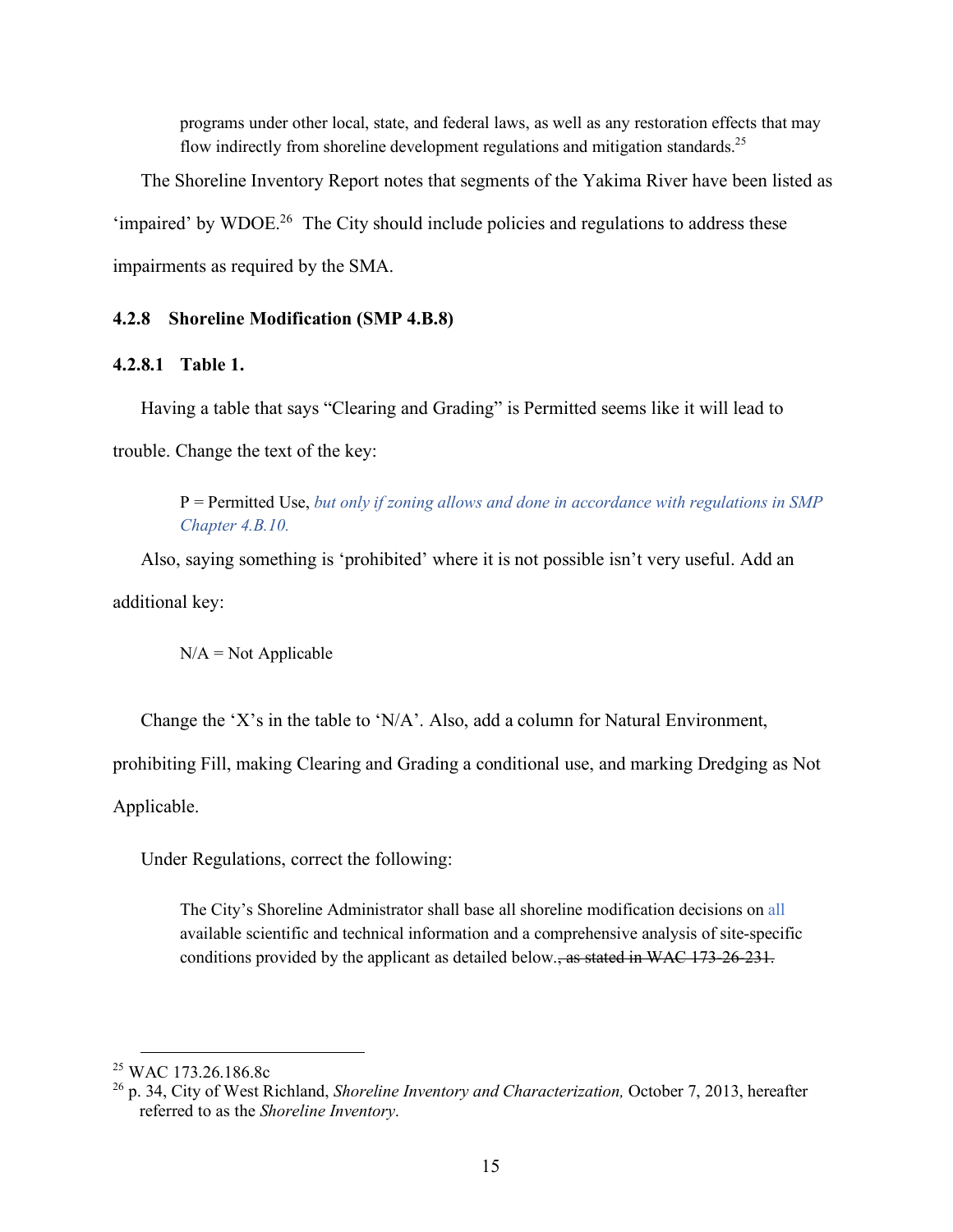programs under other local, state, and federal laws, as well as any restoration effects that may flow indirectly from shoreline development regulations and mitigation standards.[25]

The Shoreline Inventory Report notes that segments of the Yakima River have been listed as 'impaired' by WDOE.[26] The City should include policies and regulations to address these impairments as required by the SMA.

### 4.2.8 Shoreline Modification (SMP 4.B.8)

#### 4.2.8.1 Table 1.

Having a table that says "Clearing and Grading" is Permitted seems like it will lead to trouble. Change the text of the key:

> P = Permitted Use, *but only if zoning allows and done in accordance with regulations in SMP Chapter 4.B.10.*

Also, saying something is 'prohibited' where it is not possible isn't very useful. Add an additional key:

> N/A = Not Applicable

Change the 'X's in the table to 'N/A'. Also, add a column for Natural Environment, prohibiting Fill, making Clearing and Grading a conditional use, and marking Dredging as Not Applicable.

Under Regulations, correct the following:

> The City's Shoreline Administrator shall base all shoreline modification decisions on all available scientific and technical information and a comprehensive analysis of site-specific conditions provided by the applicant as detailed below.~~, as stated in WAC 173-26-231.~~

[25] WAC 173.26.186.8c

[26] p. 34, City of West Richland, *Shoreline Inventory and Characterization,* October 7, 2013, hereafter referred to as the *Shoreline Inventory*.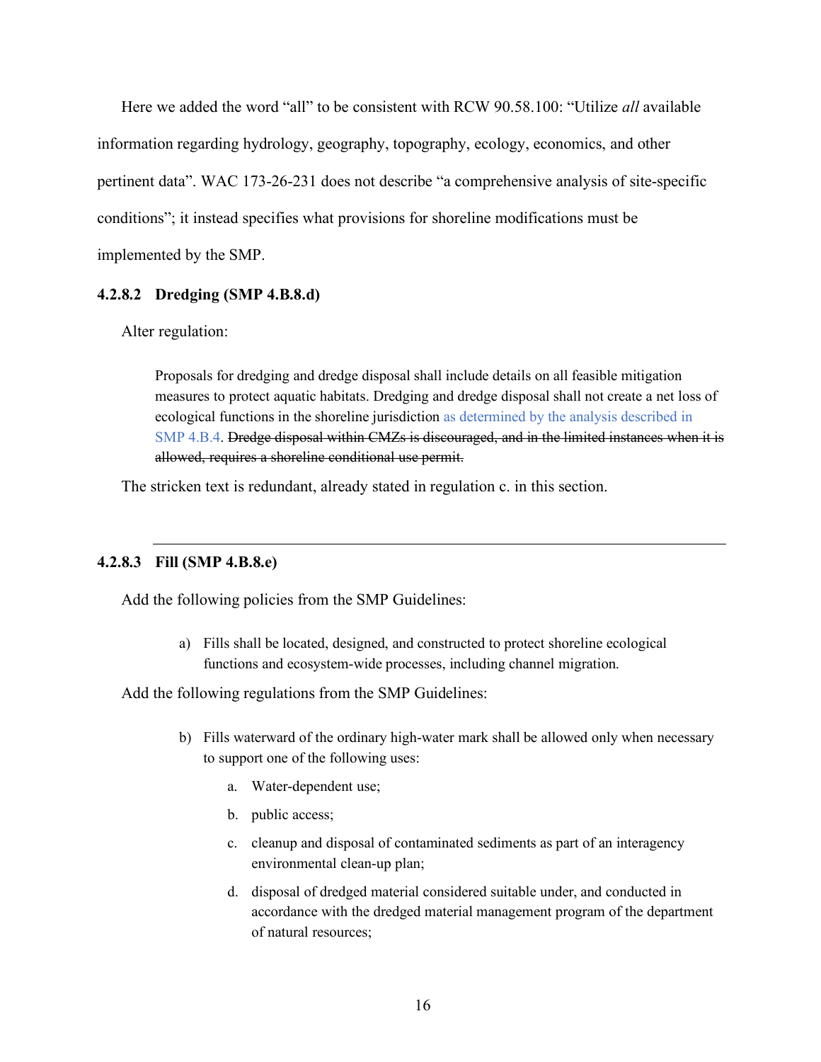Here we added the word "all" to be consistent with RCW 90.58.100: "Utilize *all* available information regarding hydrology, geography, topography, ecology, economics, and other pertinent data". WAC 173-26-231 does not describe "a comprehensive analysis of site-specific conditions"; it instead specifies what provisions for shoreline modifications must be implemented by the SMP.

#### 4.2.8.2 Dredging (SMP 4.B.8.d)

Alter regulation:

> Proposals for dredging and dredge disposal shall include details on all feasible mitigation measures to protect aquatic habitats. Dredging and dredge disposal shall not create a net loss of ecological functions in the shoreline jurisdiction as determined by the analysis described in SMP 4.B.4. ~~Dredge disposal within CMZs is discouraged, and in the limited instances when it is allowed, requires a shoreline conditional use permit.~~

The stricken text is redundant, already stated in regulation c. in this section.

---

#### 4.2.8.3 Fill (SMP 4.B.8.e)

Add the following policies from the SMP Guidelines:

a) Fills shall be located, designed, and constructed to protect shoreline ecological functions and ecosystem-wide processes, including channel migration.

Add the following regulations from the SMP Guidelines:

b) Fills waterward of the ordinary high-water mark shall be allowed only when necessary to support one of the following uses:

   a. Water-dependent use;

   b. public access;

   c. cleanup and disposal of contaminated sediments as part of an interagency environmental clean-up plan;

   d. disposal of dredged material considered suitable under, and conducted in accordance with the dredged material management program of the department of natural resources;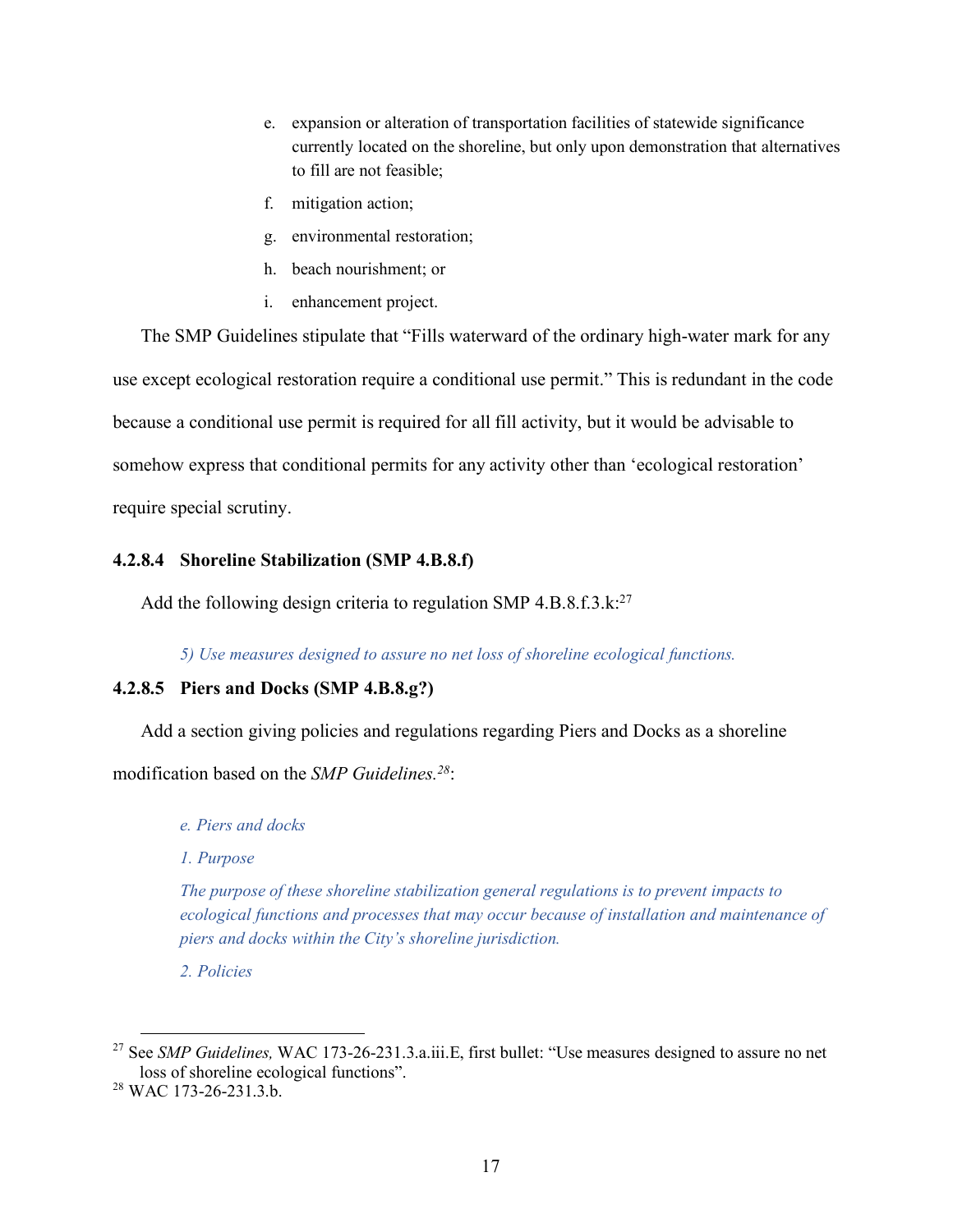e. expansion or alteration of transportation facilities of statewide significance currently located on the shoreline, but only upon demonstration that alternatives to fill are not feasible;

f. mitigation action;

g. environmental restoration;

h. beach nourishment; or

i. enhancement project.

The SMP Guidelines stipulate that "Fills waterward of the ordinary high-water mark for any use except ecological restoration require a conditional use permit." This is redundant in the code because a conditional use permit is required for all fill activity, but it would be advisable to somehow express that conditional permits for any activity other than 'ecological restoration' require special scrutiny.

#### 4.2.8.4 Shoreline Stabilization (SMP 4.B.8.f)

Add the following design criteria to regulation SMP 4.B.8.f.3.k:[27]

*5) Use measures designed to assure no net loss of shoreline ecological functions.*

#### 4.2.8.5 Piers and Docks (SMP 4.B.8.g?)

Add a section giving policies and regulations regarding Piers and Docks as a shoreline modification based on the *SMP Guidelines.*[28]:

*e. Piers and docks*

*1. Purpose*

*The purpose of these shoreline stabilization general regulations is to prevent impacts to ecological functions and processes that may occur because of installation and maintenance of piers and docks within the City's shoreline jurisdiction.*

*2. Policies*

---

[27] See *SMP Guidelines,* WAC 173-26-231.3.a.iii.E, first bullet: "Use measures designed to assure no net loss of shoreline ecological functions".

[28] WAC 173-26-231.3.b.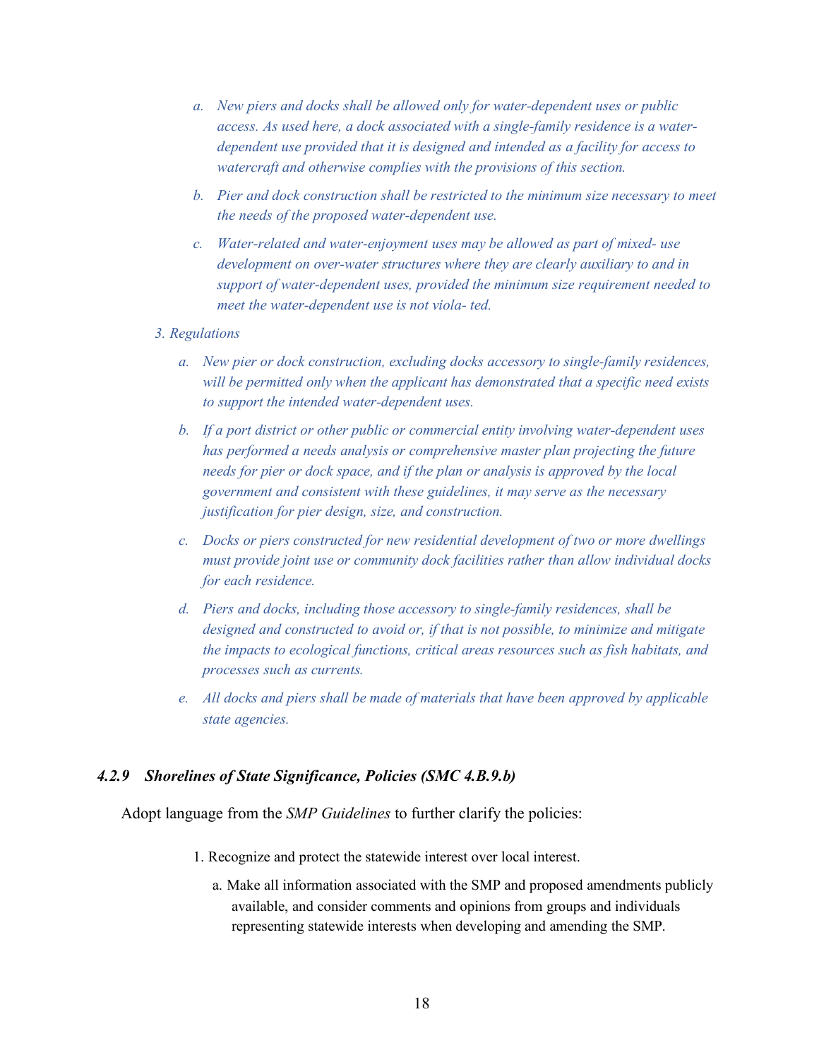*a. New piers and docks shall be allowed only for water-dependent uses or public access. As used here, a dock associated with a single-family residence is a water-dependent use provided that it is designed and intended as a facility for access to watercraft and otherwise complies with the provisions of this section.*

*b. Pier and dock construction shall be restricted to the minimum size necessary to meet the needs of the proposed water-dependent use.*

*c. Water-related and water-enjoyment uses may be allowed as part of mixed- use development on over-water structures where they are clearly auxiliary to and in support of water-dependent uses, provided the minimum size requirement needed to meet the water-dependent use is not viola- ted.*

*3. Regulations*

*a. New pier or dock construction, excluding docks accessory to single-family residences, will be permitted only when the applicant has demonstrated that a specific need exists to support the intended water-dependent uses.*

*b. If a port district or other public or commercial entity involving water-dependent uses has performed a needs analysis or comprehensive master plan projecting the future needs for pier or dock space, and if the plan or analysis is approved by the local government and consistent with these guidelines, it may serve as the necessary justification for pier design, size, and construction.*

*c. Docks or piers constructed for new residential development of two or more dwellings must provide joint use or community dock facilities rather than allow individual docks for each residence.*

*d. Piers and docks, including those accessory to single-family residences, shall be designed and constructed to avoid or, if that is not possible, to minimize and mitigate the impacts to ecological functions, critical areas resources such as fish habitats, and processes such as currents.*

*e. All docks and piers shall be made of materials that have been approved by applicable state agencies.*

### *4.2.9 Shorelines of State Significance, Policies (SMC 4.B.9.b)*

Adopt language from the *SMP Guidelines* to further clarify the policies:

1. Recognize and protect the statewide interest over local interest.

   a. Make all information associated with the SMP and proposed amendments publicly available, and consider comments and opinions from groups and individuals representing statewide interests when developing and amending the SMP.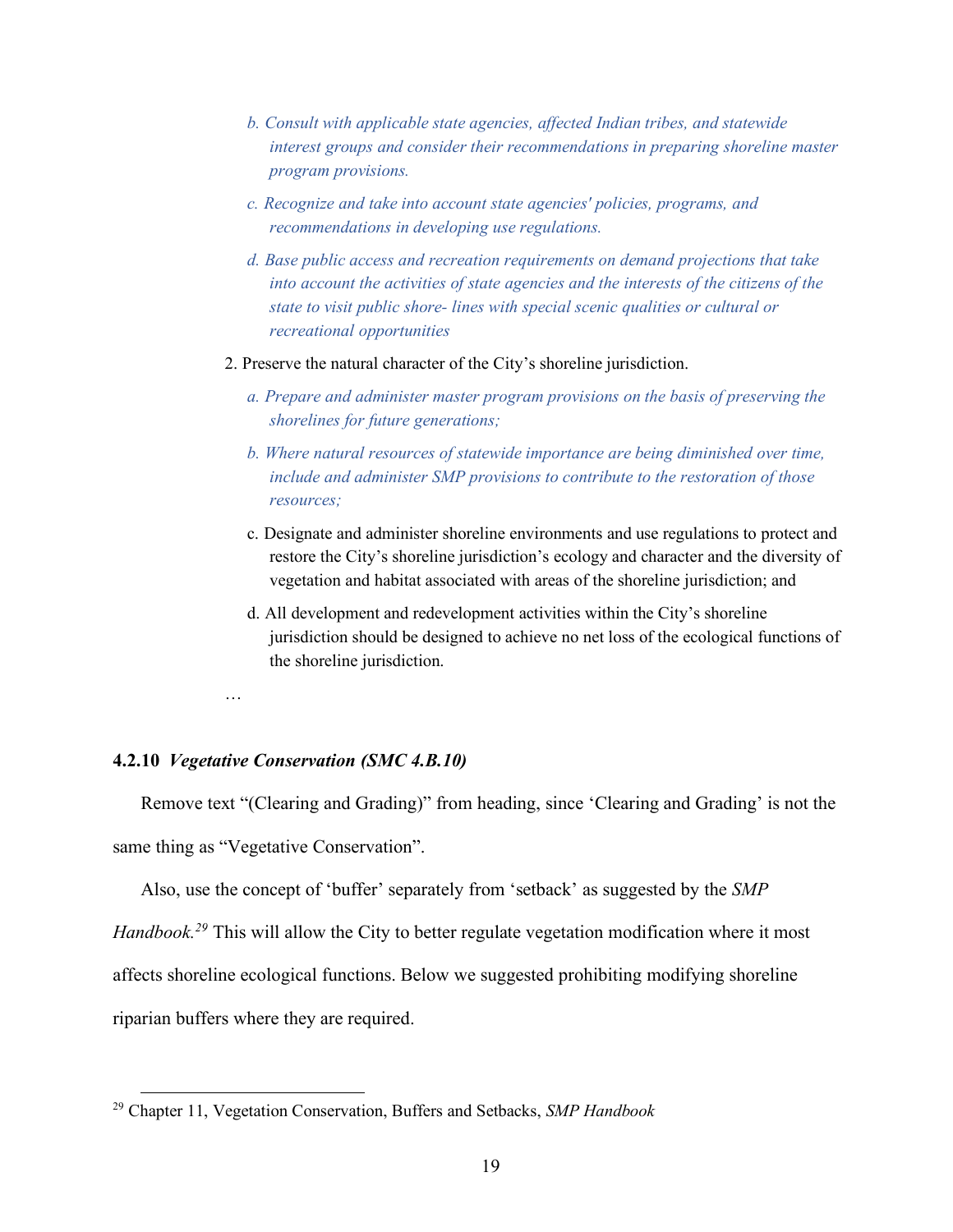*b. Consult with applicable state agencies, affected Indian tribes, and statewide interest groups and consider their recommendations in preparing shoreline master program provisions.*

*c. Recognize and take into account state agencies' policies, programs, and recommendations in developing use regulations.*

*d. Base public access and recreation requirements on demand projections that take into account the activities of state agencies and the interests of the citizens of the state to visit public shore- lines with special scenic qualities or cultural or recreational opportunities*

2. Preserve the natural character of the City's shoreline jurisdiction.

*a. Prepare and administer master program provisions on the basis of preserving the shorelines for future generations;*

*b. Where natural resources of statewide importance are being diminished over time, include and administer SMP provisions to contribute to the restoration of those resources;*

c. Designate and administer shoreline environments and use regulations to protect and restore the City's shoreline jurisdiction's ecology and character and the diversity of vegetation and habitat associated with areas of the shoreline jurisdiction; and

d. All development and redevelopment activities within the City's shoreline jurisdiction should be designed to achieve no net loss of the ecological functions of the shoreline jurisdiction.

…

#### 4.2.10 *Vegetative Conservation (SMC 4.B.10)*

Remove text "(Clearing and Grading)" from heading, since 'Clearing and Grading' is not the same thing as "Vegetative Conservation".

Also, use the concept of 'buffer' separately from 'setback' as suggested by the *SMP Handbook.*[29] This will allow the City to better regulate vegetation modification where it most affects shoreline ecological functions. Below we suggested prohibiting modifying shoreline riparian buffers where they are required.

[29] Chapter 11, Vegetation Conservation, Buffers and Setbacks, *SMP Handbook*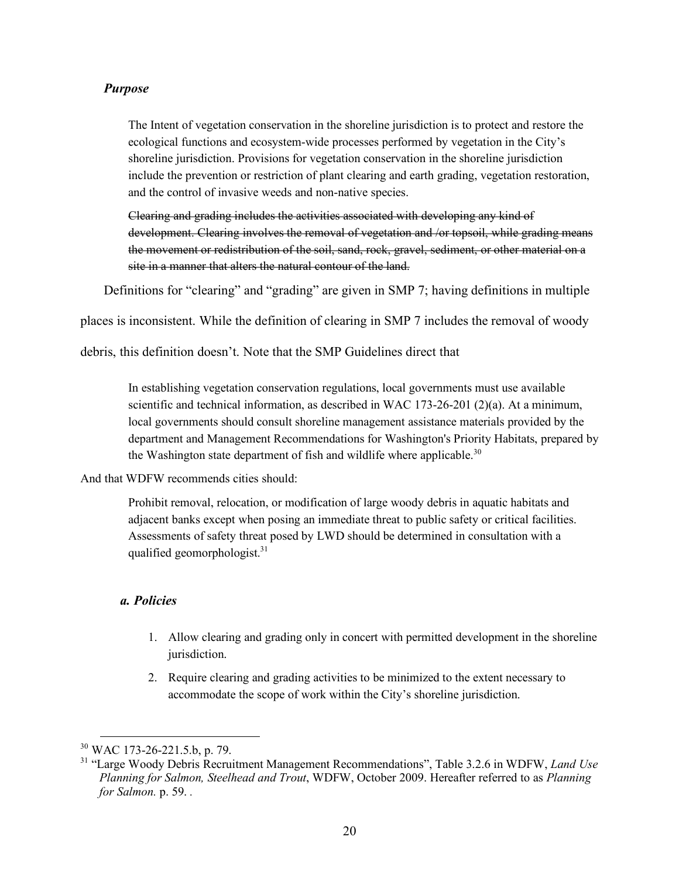### *Purpose*

> The Intent of vegetation conservation in the shoreline jurisdiction is to protect and restore the ecological functions and ecosystem-wide processes performed by vegetation in the City's shoreline jurisdiction. Provisions for vegetation conservation in the shoreline jurisdiction include the prevention or restriction of plant clearing and earth grading, vegetation restoration, and the control of invasive weeds and non-native species.
>
> ~~Clearing and grading includes the activities associated with developing any kind of development. Clearing involves the removal of vegetation and /or topsoil, while grading means the movement or redistribution of the soil, sand, rock, gravel, sediment, or other material on a site in a manner that alters the natural contour of the land.~~

Definitions for "clearing" and "grading" are given in SMP 7; having definitions in multiple places is inconsistent. While the definition of clearing in SMP 7 includes the removal of woody debris, this definition doesn't. Note that the SMP Guidelines direct that

> In establishing vegetation conservation regulations, local governments must use available scientific and technical information, as described in WAC 173-26-201 (2)(a). At a minimum, local governments should consult shoreline management assistance materials provided by the department and Management Recommendations for Washington's Priority Habitats, prepared by the Washington state department of fish and wildlife where applicable.[30]

And that WDFW recommends cities should:

> Prohibit removal, relocation, or modification of large woody debris in aquatic habitats and adjacent banks except when posing an immediate threat to public safety or critical facilities. Assessments of safety threat posed by LWD should be determined in consultation with a qualified geomorphologist.[31]

### *a. Policies*

1. Allow clearing and grading only in concert with permitted development in the shoreline jurisdiction.
2. Require clearing and grading activities to be minimized to the extent necessary to accommodate the scope of work within the City's shoreline jurisdiction.

---

[30] WAC 173-26-221.5.b, p. 79.

[31] "Large Woody Debris Recruitment Management Recommendations", Table 3.2.6 in WDFW, *Land Use Planning for Salmon, Steelhead and Trout*, WDFW, October 2009. Hereafter referred to as *Planning for Salmon.* p. 59. .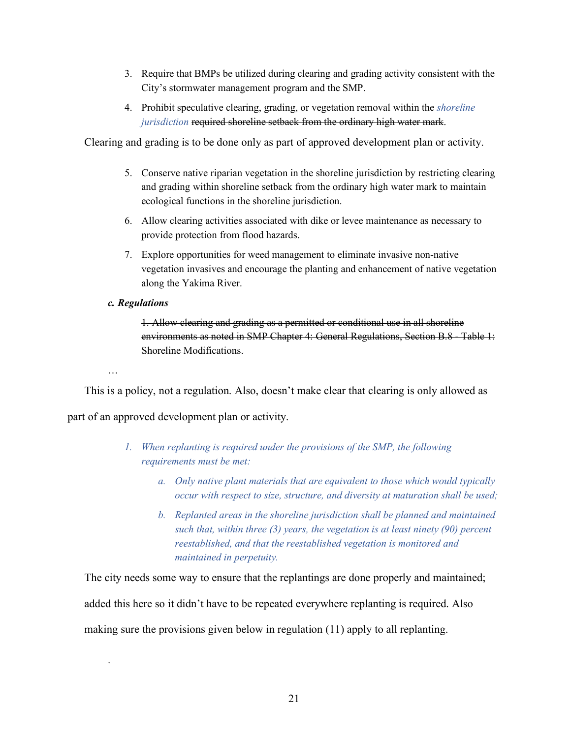3. Require that BMPs be utilized during clearing and grading activity consistent with the City's stormwater management program and the SMP.

4. Prohibit speculative clearing, grading, or vegetation removal within the *shoreline jurisdiction* ~~required shoreline setback from the ordinary high water mark~~.

Clearing and grading is to be done only as part of approved development plan or activity.

5. Conserve native riparian vegetation in the shoreline jurisdiction by restricting clearing and grading within shoreline setback from the ordinary high water mark to maintain ecological functions in the shoreline jurisdiction.

6. Allow clearing activities associated with dike or levee maintenance as necessary to provide protection from flood hazards.

7. Explore opportunities for weed management to eliminate invasive non-native vegetation invasives and encourage the planting and enhancement of native vegetation along the Yakima River.

***c. Regulations***

~~1. Allow clearing and grading as a permitted or conditional use in all shoreline environments as noted in SMP Chapter 4: General Regulations, Section B.8 - Table 1: Shoreline Modifications.~~

…

This is a policy, not a regulation. Also, doesn't make clear that clearing is only allowed as part of an approved development plan or activity.

*1. When replanting is required under the provisions of the SMP, the following requirements must be met:*

   *a. Only native plant materials that are equivalent to those which would typically occur with respect to size, structure, and diversity at maturation shall be used;*

   *b. Replanted areas in the shoreline jurisdiction shall be planned and maintained such that, within three (3) years, the vegetation is at least ninety (90) percent reestablished, and that the reestablished vegetation is monitored and maintained in perpetuity.*

The city needs some way to ensure that the replantings are done properly and maintained; added this here so it didn't have to be repeated everywhere replanting is required. Also making sure the provisions given below in regulation (11) apply to all replanting.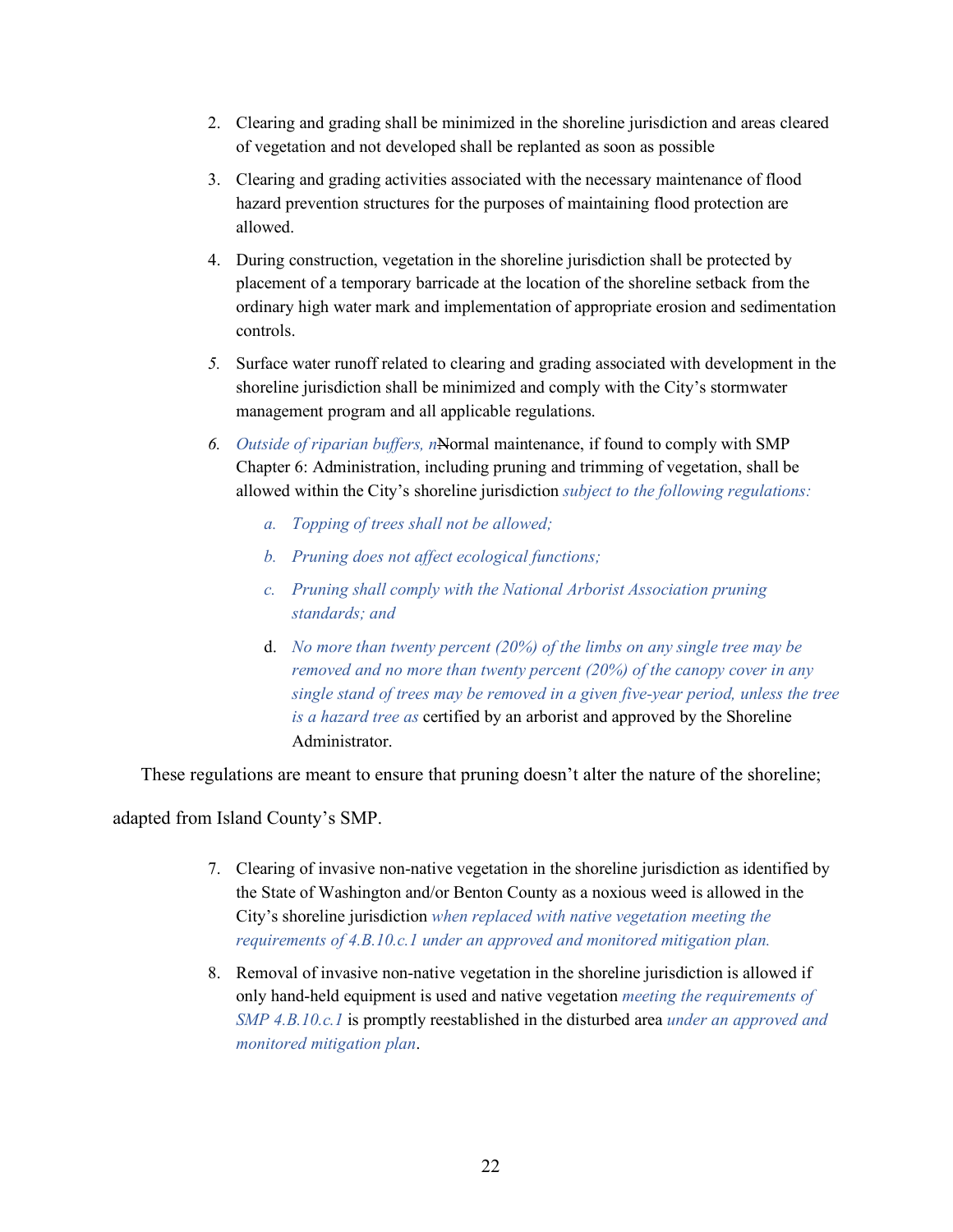2. Clearing and grading shall be minimized in the shoreline jurisdiction and areas cleared of vegetation and not developed shall be replanted as soon as possible
3. Clearing and grading activities associated with the necessary maintenance of flood hazard prevention structures for the purposes of maintaining flood protection are allowed.
4. During construction, vegetation in the shoreline jurisdiction shall be protected by placement of a temporary barricade at the location of the shoreline setback from the ordinary high water mark and implementation of appropriate erosion and sedimentation controls.
5. Surface water runoff related to clearing and grading associated with development in the shoreline jurisdiction shall be minimized and comply with the City's stormwater management program and all applicable regulations.
6. *Outside of riparian buffers, n*~~N~~ormal maintenance, if found to comply with SMP Chapter 6: Administration, including pruning and trimming of vegetation, shall be allowed within the City's shoreline jurisdiction *subject to the following regulations:*
   a. *Topping of trees shall not be allowed;*
   b. *Pruning does not affect ecological functions;*
   c. *Pruning shall comply with the National Arborist Association pruning standards; and*
   d. *No more than twenty percent (20%) of the limbs on any single tree may be removed and no more than twenty percent (20%) of the canopy cover in any single stand of trees may be removed in a given five-year period, unless the tree is a hazard tree as* certified by an arborist and approved by the Shoreline Administrator.

These regulations are meant to ensure that pruning doesn't alter the nature of the shoreline; adapted from Island County's SMP.

7. Clearing of invasive non-native vegetation in the shoreline jurisdiction as identified by the State of Washington and/or Benton County as a noxious weed is allowed in the City's shoreline jurisdiction *when replaced with native vegetation meeting the requirements of 4.B.10.c.1 under an approved and monitored mitigation plan.*
8. Removal of invasive non-native vegetation in the shoreline jurisdiction is allowed if only hand-held equipment is used and native vegetation *meeting the requirements of SMP 4.B.10.c.1* is promptly reestablished in the disturbed area *under an approved and monitored mitigation plan*.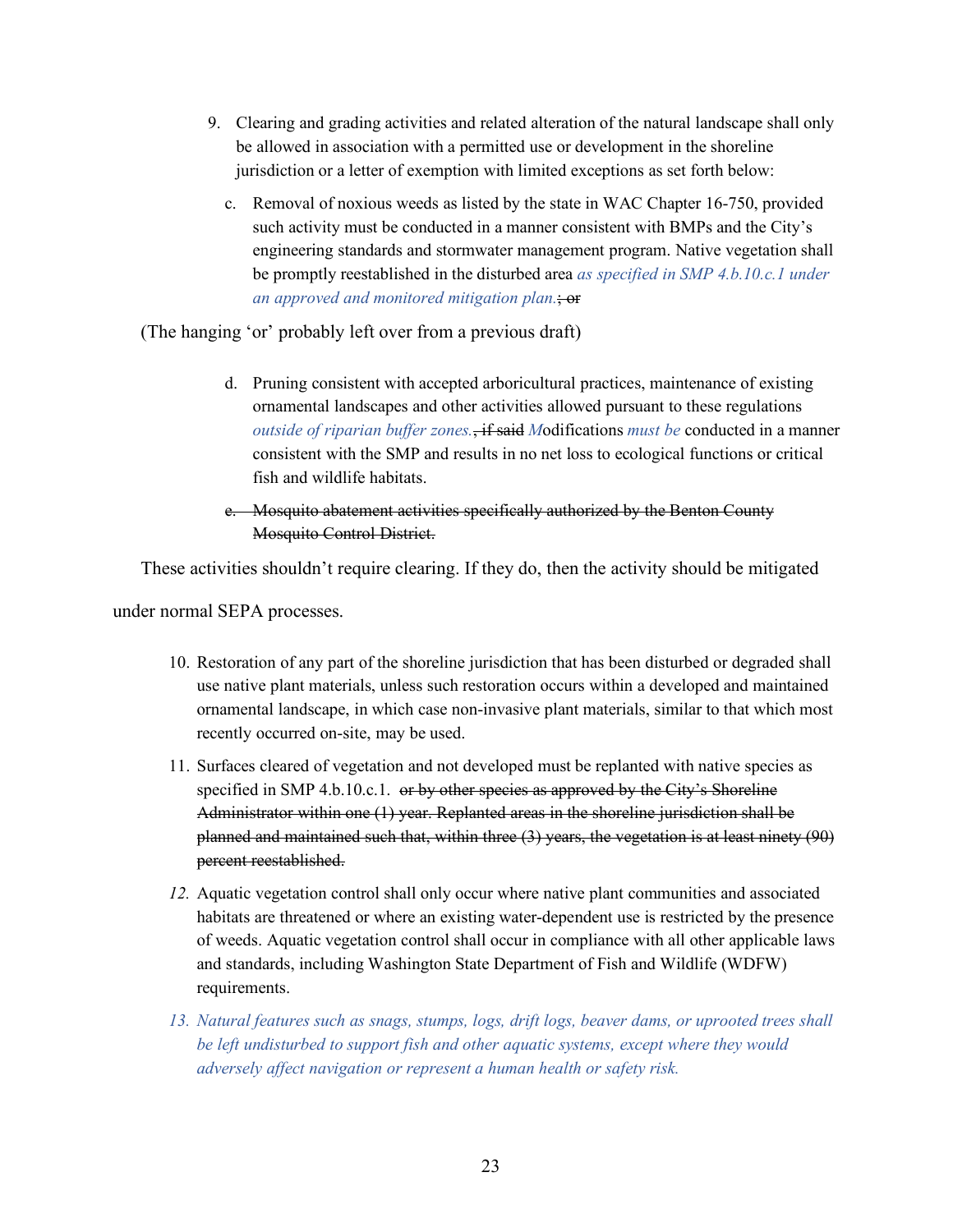9. Clearing and grading activities and related alteration of the natural landscape shall only be allowed in association with a permitted use or development in the shoreline jurisdiction or a letter of exemption with limited exceptions as set forth below:

   c. Removal of noxious weeds as listed by the state in WAC Chapter 16-750, provided such activity must be conducted in a manner consistent with BMPs and the City's engineering standards and stormwater management program. Native vegetation shall be promptly reestablished in the disturbed area *as specified in SMP 4.b.10.c.1 under an approved and monitored mitigation plan.* ~~; or~~

(The hanging 'or' probably left over from a previous draft)

   d. Pruning consistent with accepted arboricultural practices, maintenance of existing ornamental landscapes and other activities allowed pursuant to these regulations *outside of riparian buffer zones.* ~~, if said~~ *M*odifications *must be* conducted in a manner consistent with the SMP and results in no net loss to ecological functions or critical fish and wildlife habitats.

   ~~e. Mosquito abatement activities specifically authorized by the Benton County Mosquito Control District.~~

These activities shouldn't require clearing. If they do, then the activity should be mitigated under normal SEPA processes.

10. Restoration of any part of the shoreline jurisdiction that has been disturbed or degraded shall use native plant materials, unless such restoration occurs within a developed and maintained ornamental landscape, in which case non-invasive plant materials, similar to that which most recently occurred on-site, may be used.

11. Surfaces cleared of vegetation and not developed must be replanted with native species as specified in SMP 4.b.10.c.1. ~~or by other species as approved by the City's Shoreline Administrator within one (1) year. Replanted areas in the shoreline jurisdiction shall be planned and maintained such that, within three (3) years, the vegetation is at least ninety (90) percent reestablished.~~

12. Aquatic vegetation control shall only occur where native plant communities and associated habitats are threatened or where an existing water-dependent use is restricted by the presence of weeds. Aquatic vegetation control shall occur in compliance with all other applicable laws and standards, including Washington State Department of Fish and Wildlife (WDFW) requirements.

13. *Natural features such as snags, stumps, logs, drift logs, beaver dams, or uprooted trees shall be left undisturbed to support fish and other aquatic systems, except where they would adversely affect navigation or represent a human health or safety risk.*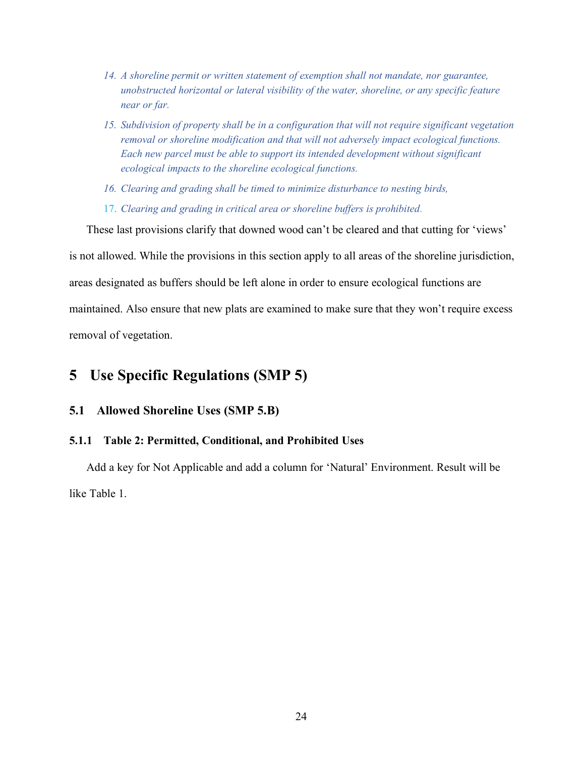14. *A shoreline permit or written statement of exemption shall not mandate, nor guarantee, unobstructed horizontal or lateral visibility of the water, shoreline, or any specific feature near or far.*
15. *Subdivision of property shall be in a configuration that will not require significant vegetation removal or shoreline modification and that will not adversely impact ecological functions. Each new parcel must be able to support its intended development without significant ecological impacts to the shoreline ecological functions.*
16. *Clearing and grading shall be timed to minimize disturbance to nesting birds,*
17. *Clearing and grading in critical area or shoreline buffers is prohibited.*

These last provisions clarify that downed wood can't be cleared and that cutting for 'views' is not allowed. While the provisions in this section apply to all areas of the shoreline jurisdiction, areas designated as buffers should be left alone in order to ensure ecological functions are maintained. Also ensure that new plats are examined to make sure that they won't require excess removal of vegetation.

# 5 Use Specific Regulations (SMP 5)

## 5.1 Allowed Shoreline Uses (SMP 5.B)

### 5.1.1 Table 2: Permitted, Conditional, and Prohibited Uses

Add a key for Not Applicable and add a column for 'Natural' Environment. Result will be like Table 1.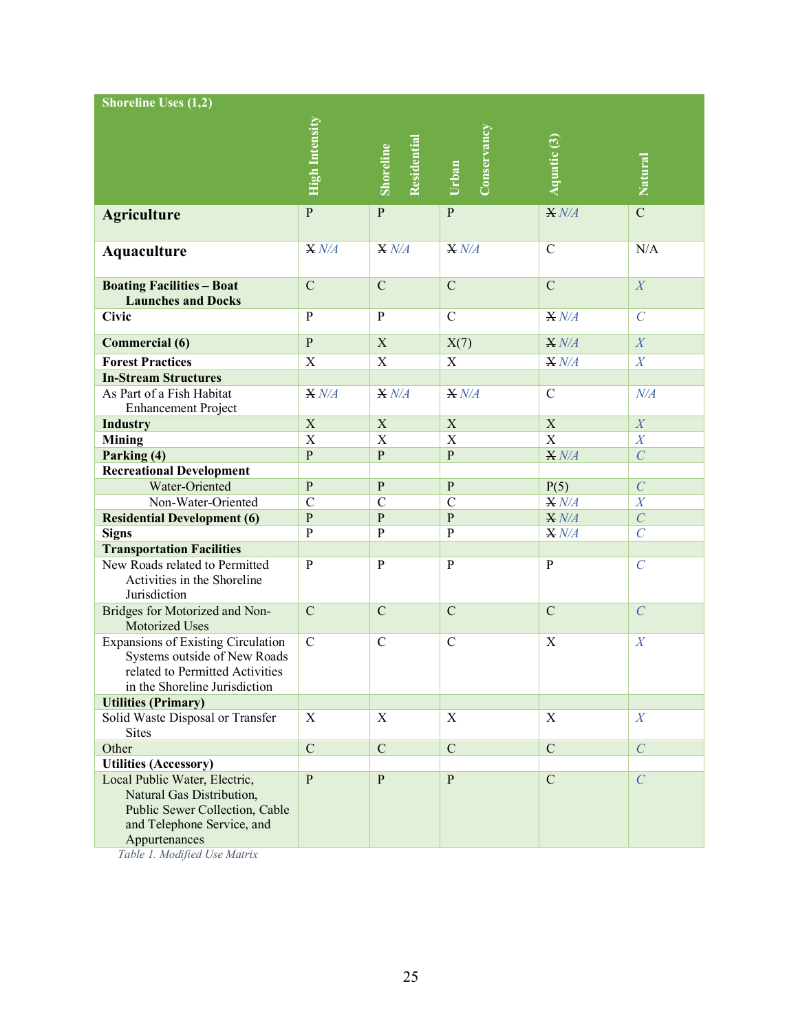| Shoreline Uses (1,2) | High Intensity | Shoreline Residential | Urban Conservancy | Aquatic (3) | Natural |
|---|---|---|---|---|---|
| **Agriculture** | P | P | P | ~~X~~ *N/A* | C |
| **Aquaculture** | ~~X~~ *N/A* | ~~X~~ *N/A* | ~~X~~ *N/A* | C | N/A |
| **Boating Facilities – Boat Launches and Docks** | C | C | C | C | *X* |
| **Civic** | P | P | C | ~~X~~ *N/A* | *C* |
| **Commercial (6)** | P | X | X(7) | ~~X~~ *N/A* | *X* |
| **Forest Practices** | X | X | X | ~~X~~ *N/A* | *X* |
| **In-Stream Structures** | | | | | |
| As Part of a Fish Habitat Enhancement Project | ~~X~~ *N/A* | ~~X~~ *N/A* | ~~X~~ *N/A* | C | *N/A* |
| **Industry** | X | X | X | X | *X* |
| **Mining** | X | X | X | X | *X* |
| **Parking (4)** | P | P | P | ~~X~~ *N/A* | *C* |
| **Recreational Development** | | | | | |
| Water-Oriented | P | P | P | P(5) | *C* |
| Non-Water-Oriented | C | C | C | ~~X~~ *N/A* | *X* |
| **Residential Development (6)** | P | P | P | ~~X~~ *N/A* | *C* |
| **Signs** | P | P | P | ~~X~~ *N/A* | *C* |
| **Transportation Facilities** | | | | | |
| New Roads related to Permitted Activities in the Shoreline Jurisdiction | P | P | P | P | *C* |
| Bridges for Motorized and Non-Motorized Uses | C | C | C | C | *C* |
| Expansions of Existing Circulation Systems outside of New Roads related to Permitted Activities in the Shoreline Jurisdiction | C | C | C | X | *X* |
| **Utilities (Primary)** | | | | | |
| Solid Waste Disposal or Transfer Sites | X | X | X | X | *X* |
| Other | C | C | C | C | *C* |
| **Utilities (Accessory)** | | | | | |
| Local Public Water, Electric, Natural Gas Distribution, Public Sewer Collection, Cable and Telephone Service, and Appurtenances | P | P | P | C | *C* |

*Table 1. Modified Use Matrix*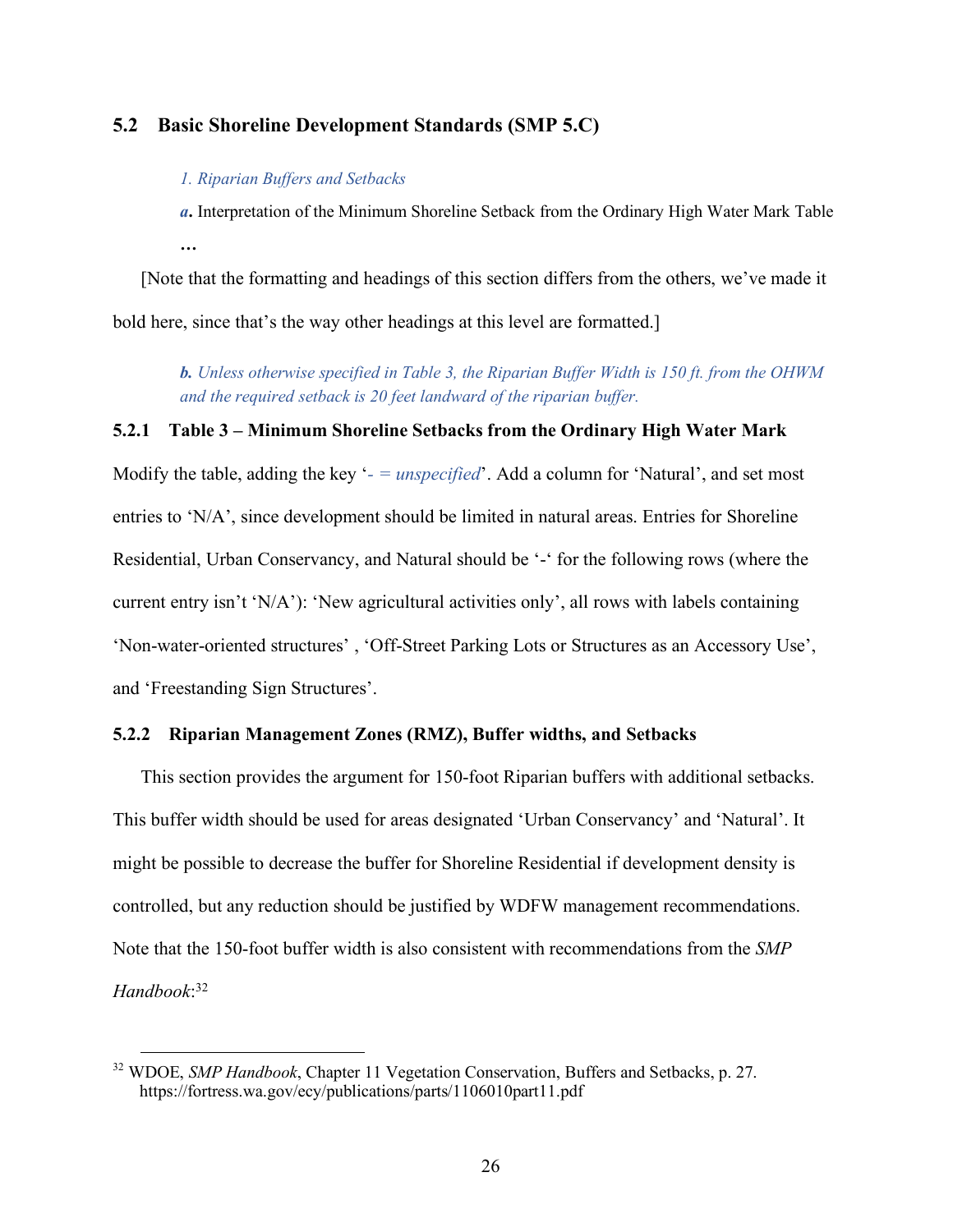## 5.2 Basic Shoreline Development Standards (SMP 5.C)

*1. Riparian Buffers and Setbacks*

***a*****.** Interpretation of the Minimum Shoreline Setback from the Ordinary High Water Mark Table

**…**

[Note that the formatting and headings of this section differs from the others, we've made it bold here, since that's the way other headings at this level are formatted.]

***b.** Unless otherwise specified in Table 3, the Riparian Buffer Width is 150 ft. from the OHWM and the required setback is 20 feet landward of the riparian buffer.*

### 5.2.1 Table 3 – Minimum Shoreline Setbacks from the Ordinary High Water Mark

Modify the table, adding the key '*- = unspecified*'. Add a column for 'Natural', and set most entries to 'N/A', since development should be limited in natural areas. Entries for Shoreline Residential, Urban Conservancy, and Natural should be '-' for the following rows (where the current entry isn't 'N/A'): 'New agricultural activities only', all rows with labels containing 'Non-water-oriented structures' , 'Off-Street Parking Lots or Structures as an Accessory Use', and 'Freestanding Sign Structures'.

### 5.2.2 Riparian Management Zones (RMZ), Buffer widths, and Setbacks

This section provides the argument for 150-foot Riparian buffers with additional setbacks. This buffer width should be used for areas designated 'Urban Conservancy' and 'Natural'. It might be possible to decrease the buffer for Shoreline Residential if development density is controlled, but any reduction should be justified by WDFW management recommendations. Note that the 150-foot buffer width is also consistent with recommendations from the *SMP Handbook*:[32]

[32] WDOE, *SMP Handbook*, Chapter 11 Vegetation Conservation, Buffers and Setbacks, p. 27. https://fortress.wa.gov/ecy/publications/parts/1106010part11.pdf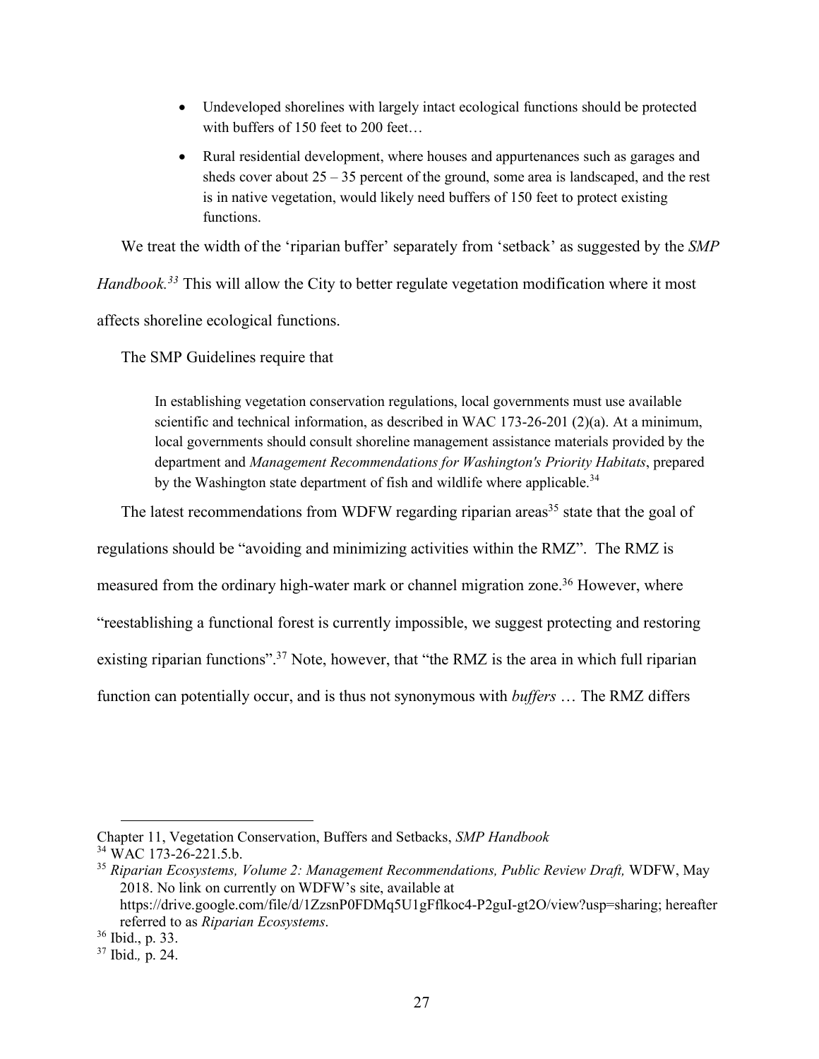- Undeveloped shorelines with largely intact ecological functions should be protected with buffers of 150 feet to 200 feet…
- Rural residential development, where houses and appurtenances such as garages and sheds cover about 25 – 35 percent of the ground, some area is landscaped, and the rest is in native vegetation, would likely need buffers of 150 feet to protect existing functions.

We treat the width of the 'riparian buffer' separately from 'setback' as suggested by the *SMP Handbook.*[33] This will allow the City to better regulate vegetation modification where it most affects shoreline ecological functions.

The SMP Guidelines require that

> In establishing vegetation conservation regulations, local governments must use available scientific and technical information, as described in WAC 173-26-201 (2)(a). At a minimum, local governments should consult shoreline management assistance materials provided by the department and *Management Recommendations for Washington's Priority Habitats*, prepared by the Washington state department of fish and wildlife where applicable.[34]

The latest recommendations from WDFW regarding riparian areas[35] state that the goal of regulations should be "avoiding and minimizing activities within the RMZ". The RMZ is measured from the ordinary high-water mark or channel migration zone.[36] However, where "reestablishing a functional forest is currently impossible, we suggest protecting and restoring existing riparian functions".[37] Note, however, that "the RMZ is the area in which full riparian function can potentially occur, and is thus not synonymous with *buffers* … The RMZ differs

---

Chapter 11, Vegetation Conservation, Buffers and Setbacks, *SMP Handbook*

[34] WAC 173-26-221.5.b.

[35] *Riparian Ecosystems, Volume 2: Management Recommendations, Public Review Draft,* WDFW, May 2018. No link on currently on WDFW's site, available at https://drive.google.com/file/d/1ZzsnP0FDMq5U1gFflkoc4-P2guI-gt2O/view?usp=sharing; hereafter referred to as *Riparian Ecosystems*.

[36] Ibid., p. 33.

[37] Ibid.*,* p. 24.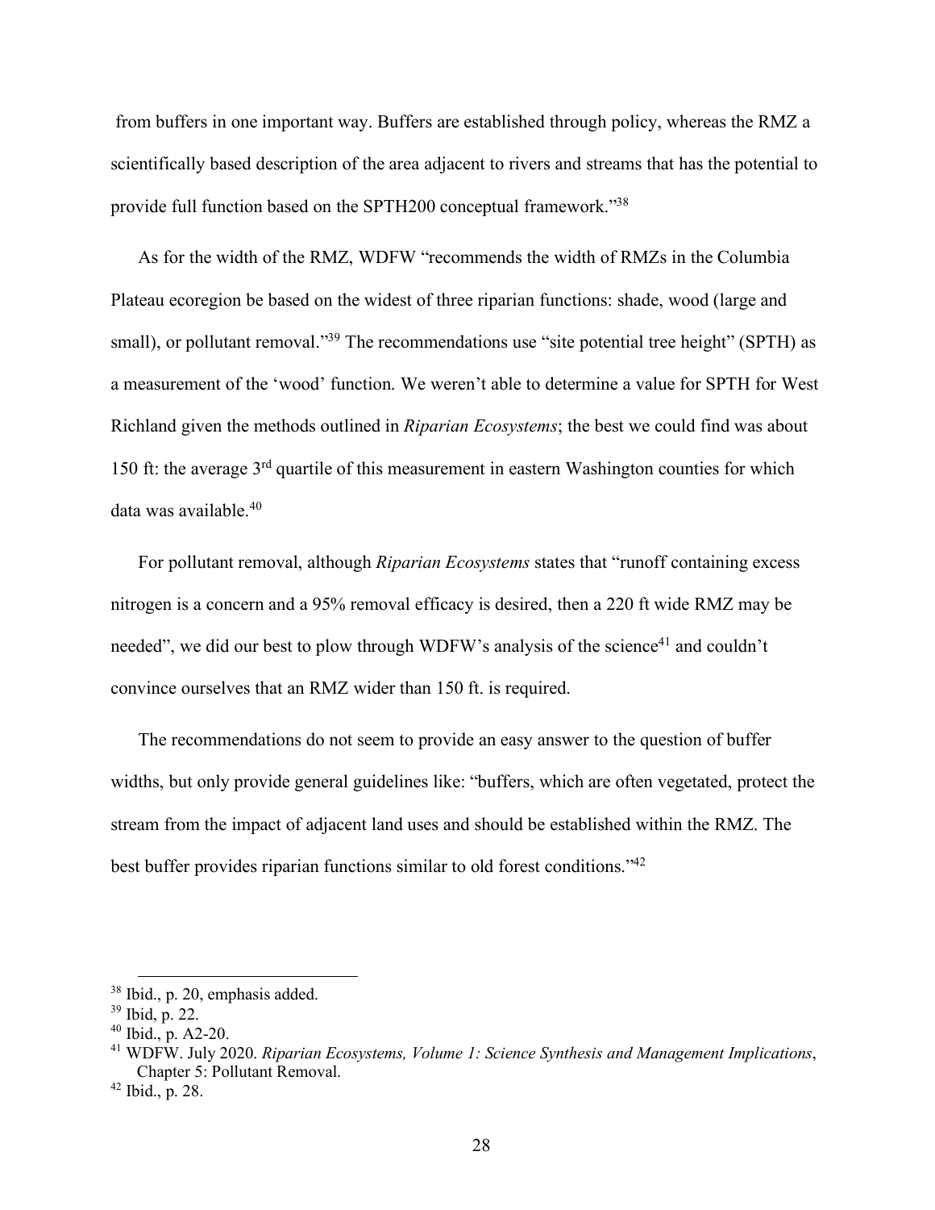from buffers in one important way. Buffers are established through policy, whereas the RMZ a scientifically based description of the area adjacent to rivers and streams that has the potential to provide full function based on the SPTH200 conceptual framework."[38]

As for the width of the RMZ, WDFW "recommends the width of RMZs in the Columbia Plateau ecoregion be based on the widest of three riparian functions: shade, wood (large and small), or pollutant removal."[39] The recommendations use "site potential tree height" (SPTH) as a measurement of the 'wood' function. We weren't able to determine a value for SPTH for West Richland given the methods outlined in *Riparian Ecosystems*; the best we could find was about 150 ft: the average 3rd quartile of this measurement in eastern Washington counties for which data was available.[40]

For pollutant removal, although *Riparian Ecosystems* states that "runoff containing excess nitrogen is a concern and a 95% removal efficacy is desired, then a 220 ft wide RMZ may be needed", we did our best to plow through WDFW's analysis of the science[41] and couldn't convince ourselves that an RMZ wider than 150 ft. is required.

The recommendations do not seem to provide an easy answer to the question of buffer widths, but only provide general guidelines like: "buffers, which are often vegetated, protect the stream from the impact of adjacent land uses and should be established within the RMZ. The best buffer provides riparian functions similar to old forest conditions."[42]

---

[38] Ibid., p. 20, emphasis added.

[39] Ibid, p. 22.

[40] Ibid., p. A2-20.

[41] WDFW. July 2020. *Riparian Ecosystems, Volume 1: Science Synthesis and Management Implications*, Chapter 5: Pollutant Removal.

[42] Ibid., p. 28.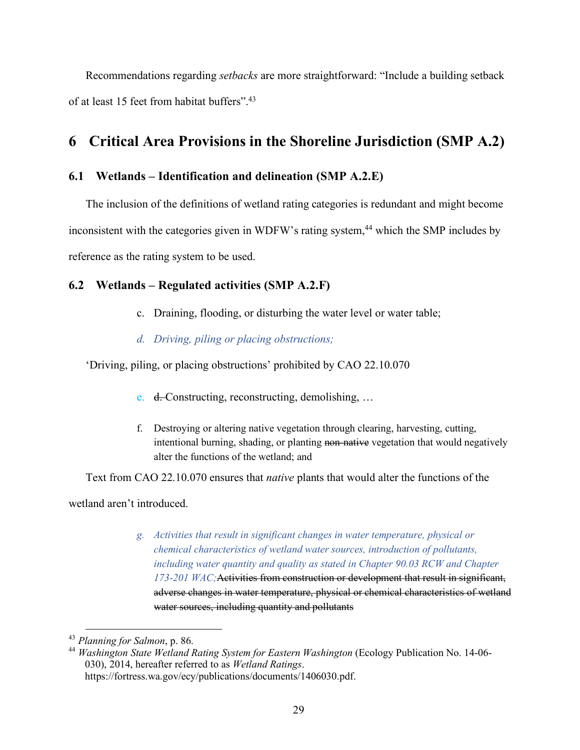Recommendations regarding *setbacks* are more straightforward: "Include a building setback of at least 15 feet from habitat buffers".[43]

# 6 Critical Area Provisions in the Shoreline Jurisdiction (SMP A.2)

## 6.1 Wetlands – Identification and delineation (SMP A.2.E)

The inclusion of the definitions of wetland rating categories is redundant and might become inconsistent with the categories given in WDFW's rating system,[44] which the SMP includes by reference as the rating system to be used.

## 6.2 Wetlands – Regulated activities (SMP A.2.F)

> c. Draining, flooding, or disturbing the water level or water table;
>
> *d. Driving, piling or placing obstructions;*

'Driving, piling, or placing obstructions' prohibited by CAO 22.10.070

> e. ~~d.~~ Constructing, reconstructing, demolishing, …
>
> f. Destroying or altering native vegetation through clearing, harvesting, cutting, intentional burning, shading, or planting ~~non-native~~ vegetation that would negatively alter the functions of the wetland; and

Text from CAO 22.10.070 ensures that *native* plants that would alter the functions of the wetland aren't introduced.

> *g. Activities that result in significant changes in water temperature, physical or chemical characteristics of wetland water sources, introduction of pollutants, including water quantity and quality as stated in Chapter 90.03 RCW and Chapter 173-201 WAC;*~~Activities from construction or development that result in significant, adverse changes in water temperature, physical or chemical characteristics of wetland water sources, including quantity and pollutants~~

---

[43] *Planning for Salmon*, p. 86.

[44] *Washington State Wetland Rating System for Eastern Washington* (Ecology Publication No. 14-06-030), 2014, hereafter referred to as *Wetland Ratings*. https://fortress.wa.gov/ecy/publications/documents/1406030.pdf.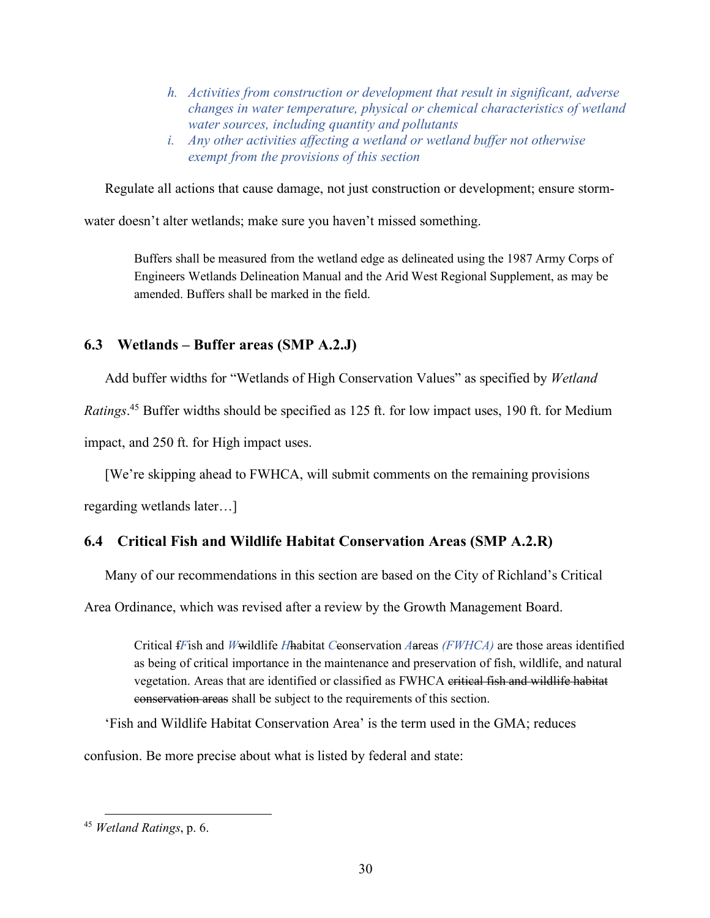h. *Activities from construction or development that result in significant, adverse changes in water temperature, physical or chemical characteristics of wetland water sources, including quantity and pollutants*
i. *Any other activities affecting a wetland or wetland buffer not otherwise exempt from the provisions of this section*

Regulate all actions that cause damage, not just construction or development; ensure storm-water doesn't alter wetlands; make sure you haven't missed something.

> Buffers shall be measured from the wetland edge as delineated using the 1987 Army Corps of Engineers Wetlands Delineation Manual and the Arid West Regional Supplement, as may be amended. Buffers shall be marked in the field.

### 6.3 Wetlands – Buffer areas (SMP A.2.J)

Add buffer widths for "Wetlands of High Conservation Values" as specified by *Wetland Ratings*.[45] Buffer widths should be specified as 125 ft. for low impact uses, 190 ft. for Medium impact, and 250 ft. for High impact uses.

[We're skipping ahead to FWHCA, will submit comments on the remaining provisions regarding wetlands later…]

### 6.4 Critical Fish and Wildlife Habitat Conservation Areas (SMP A.2.R)

Many of our recommendations in this section are based on the City of Richland's Critical Area Ordinance, which was revised after a review by the Growth Management Board.

> Critical ~~f~~*F*ish and *W*~~w~~ildlife *H*~~h~~abitat *C*~~c~~onservation *A*~~a~~reas *(FWHCA)* are those areas identified as being of critical importance in the maintenance and preservation of fish, wildlife, and natural vegetation. Areas that are identified or classified as FWHCA ~~critical fish and wildlife habitat conservation areas~~ shall be subject to the requirements of this section.

'Fish and Wildlife Habitat Conservation Area' is the term used in the GMA; reduces confusion. Be more precise about what is listed by federal and state:

---

[45] *Wetland Ratings*, p. 6.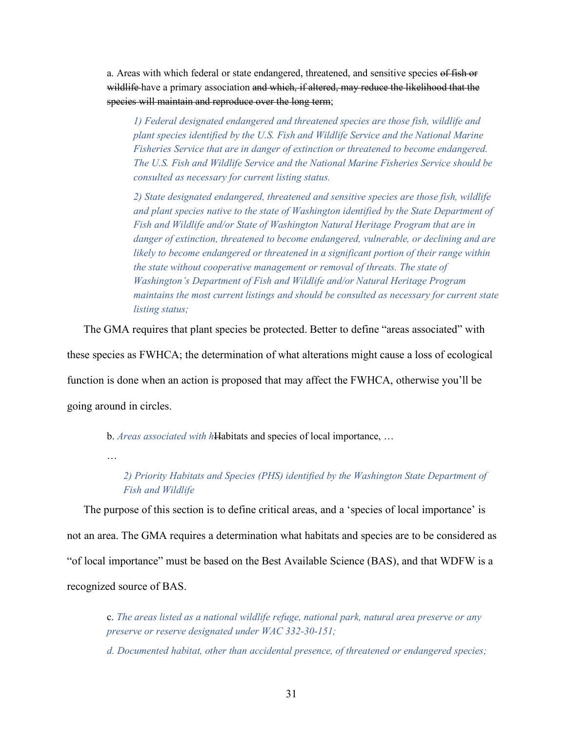a. Areas with which federal or state endangered, threatened, and sensitive species ~~of fish or wildlife~~ have a primary association ~~and which, if altered, may reduce the likelihood that the species will maintain and reproduce over the long term~~;

> *1) Federal designated endangered and threatened species are those fish, wildlife and plant species identified by the U.S. Fish and Wildlife Service and the National Marine Fisheries Service that are in danger of extinction or threatened to become endangered. The U.S. Fish and Wildlife Service and the National Marine Fisheries Service should be consulted as necessary for current listing status.*
>
> *2) State designated endangered, threatened and sensitive species are those fish, wildlife and plant species native to the state of Washington identified by the State Department of Fish and Wildlife and/or State of Washington Natural Heritage Program that are in danger of extinction, threatened to become endangered, vulnerable, or declining and are likely to become endangered or threatened in a significant portion of their range within the state without cooperative management or removal of threats. The state of Washington's Department of Fish and Wildlife and/or Natural Heritage Program maintains the most current listings and should be consulted as necessary for current state listing status;*

The GMA requires that plant species be protected. Better to define "areas associated" with these species as FWHCA; the determination of what alterations might cause a loss of ecological function is done when an action is proposed that may affect the FWHCA, otherwise you'll be going around in circles.

b. *Areas associated with h*~~H~~abitats and species of local importance, …

…

> *2) Priority Habitats and Species (PHS) identified by the Washington State Department of Fish and Wildlife*

The purpose of this section is to define critical areas, and a 'species of local importance' is not an area. The GMA requires a determination what habitats and species are to be considered as "of local importance" must be based on the Best Available Science (BAS), and that WDFW is a recognized source of BAS.

c. *The areas listed as a national wildlife refuge, national park, natural area preserve or any preserve or reserve designated under WAC 332-30-151;*

*d. Documented habitat, other than accidental presence, of threatened or endangered species;*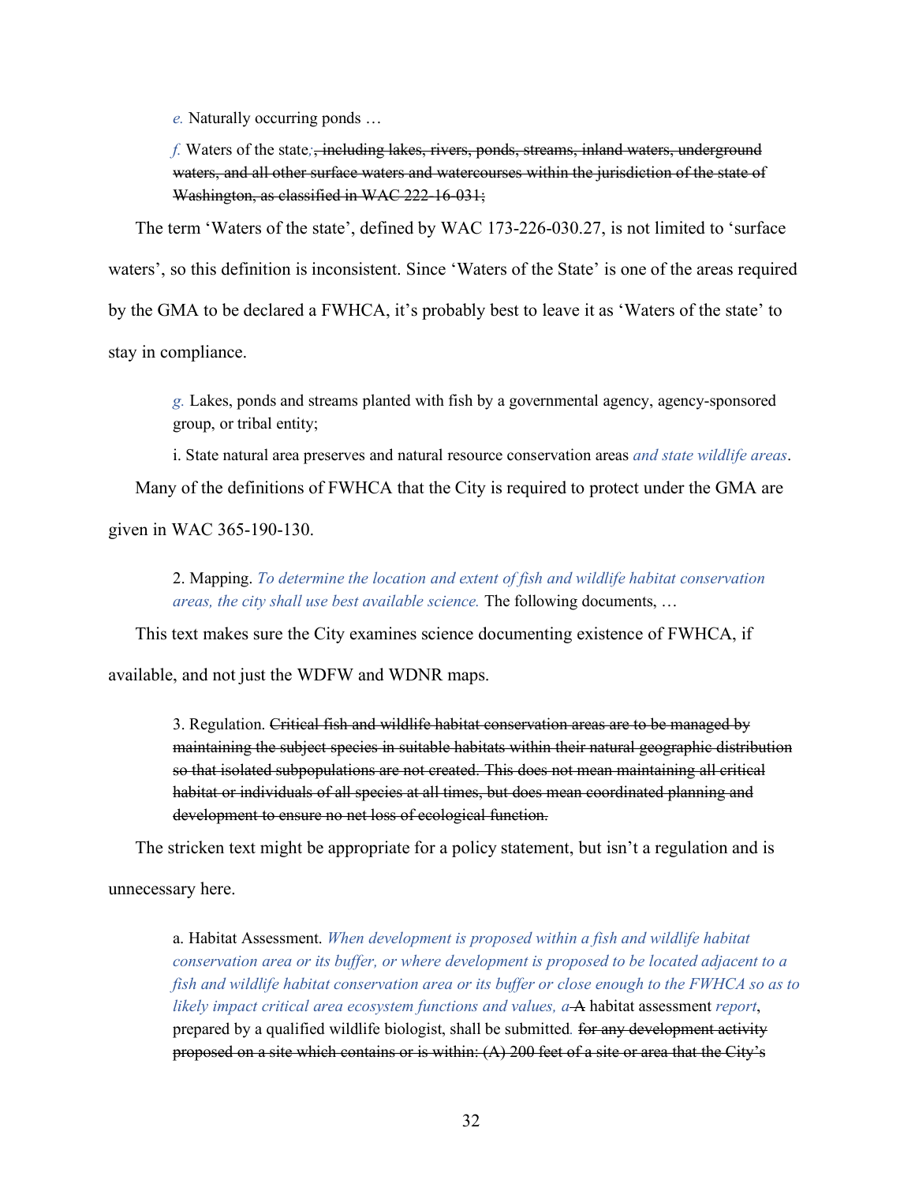*e.* Naturally occurring ponds …

*f.* Waters of the state*;* ~~, including lakes, rivers, ponds, streams, inland waters, underground waters, and all other surface waters and watercourses within the jurisdiction of the state of Washington, as classified in WAC 222-16-031;~~

The term 'Waters of the state', defined by WAC 173-226-030.27, is not limited to 'surface waters', so this definition is inconsistent. Since 'Waters of the State' is one of the areas required by the GMA to be declared a FWHCA, it's probably best to leave it as 'Waters of the state' to stay in compliance.

*g.* Lakes, ponds and streams planted with fish by a governmental agency, agency-sponsored group, or tribal entity;

i. State natural area preserves and natural resource conservation areas *and state wildlife areas*.

Many of the definitions of FWHCA that the City is required to protect under the GMA are given in WAC 365-190-130.

2. Mapping. *To determine the location and extent of fish and wildlife habitat conservation areas, the city shall use best available science.* The following documents, …

This text makes sure the City examines science documenting existence of FWHCA, if available, and not just the WDFW and WDNR maps.

3. Regulation. ~~Critical fish and wildlife habitat conservation areas are to be managed by maintaining the subject species in suitable habitats within their natural geographic distribution so that isolated subpopulations are not created. This does not mean maintaining all critical habitat or individuals of all species at all times, but does mean coordinated planning and development to ensure no net loss of ecological function.~~

The stricken text might be appropriate for a policy statement, but isn't a regulation and is unnecessary here.

a. Habitat Assessment. *When development is proposed within a fish and wildlife habitat conservation area or its buffer, or where development is proposed to be located adjacent to a fish and wildlife habitat conservation area or its buffer or close enough to the FWHCA so as to likely impact critical area ecosystem functions and values, a* ~~A~~ habitat assessment *report*, prepared by a qualified wildlife biologist, shall be submitted*.* ~~for any development activity proposed on a site which contains or is within: (A) 200 feet of a site or area that the City's~~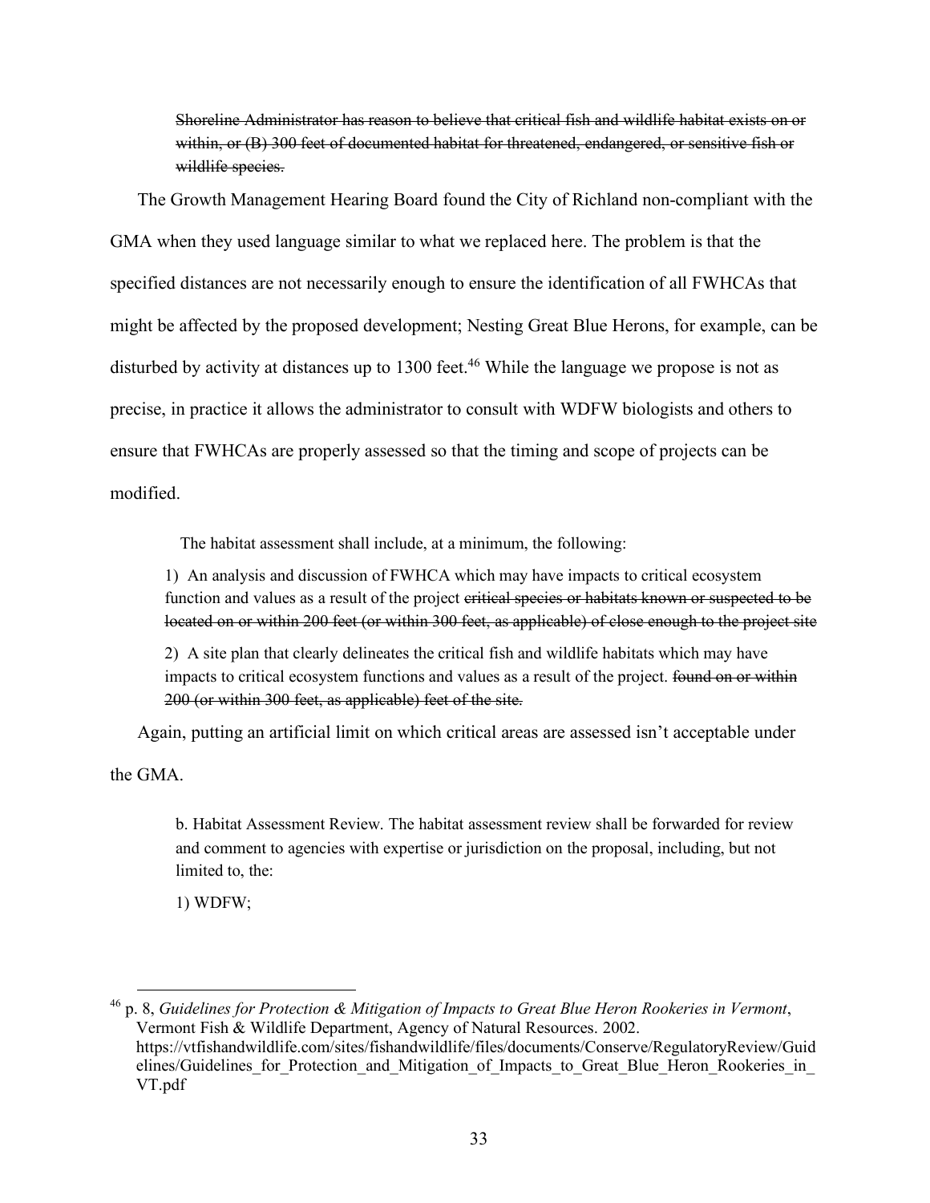~~Shoreline Administrator has reason to believe that critical fish and wildlife habitat exists on or within, or (B) 300 feet of documented habitat for threatened, endangered, or sensitive fish or wildlife species.~~

The Growth Management Hearing Board found the City of Richland non-compliant with the GMA when they used language similar to what we replaced here. The problem is that the specified distances are not necessarily enough to ensure the identification of all FWHCAs that might be affected by the proposed development; Nesting Great Blue Herons, for example, can be disturbed by activity at distances up to 1300 feet.[46] While the language we propose is not as precise, in practice it allows the administrator to consult with WDFW biologists and others to ensure that FWHCAs are properly assessed so that the timing and scope of projects can be modified.

> The habitat assessment shall include, at a minimum, the following:
>
> 1) An analysis and discussion of FWHCA which may have impacts to critical ecosystem function and values as a result of the project ~~critical species or habitats known or suspected to be located on or within 200 feet (or within 300 feet, as applicable) of close enough to the project site~~
>
> 2) A site plan that clearly delineates the critical fish and wildlife habitats which may have impacts to critical ecosystem functions and values as a result of the project. ~~found on or within 200 (or within 300 feet, as applicable) feet of the site.~~

Again, putting an artificial limit on which critical areas are assessed isn't acceptable under the GMA.

> b. Habitat Assessment Review. The habitat assessment review shall be forwarded for review and comment to agencies with expertise or jurisdiction on the proposal, including, but not limited to, the:
>
> 1) WDFW;

---

[46] p. 8, *Guidelines for Protection & Mitigation of Impacts to Great Blue Heron Rookeries in Vermont*, Vermont Fish & Wildlife Department, Agency of Natural Resources. 2002. https://vtfishandwildlife.com/sites/fishandwildlife/files/documents/Conserve/RegulatoryReview/Guidelines/Guidelines_for_Protection_and_Mitigation_of_Impacts_to_Great_Blue_Heron_Rookeries_in_VT.pdf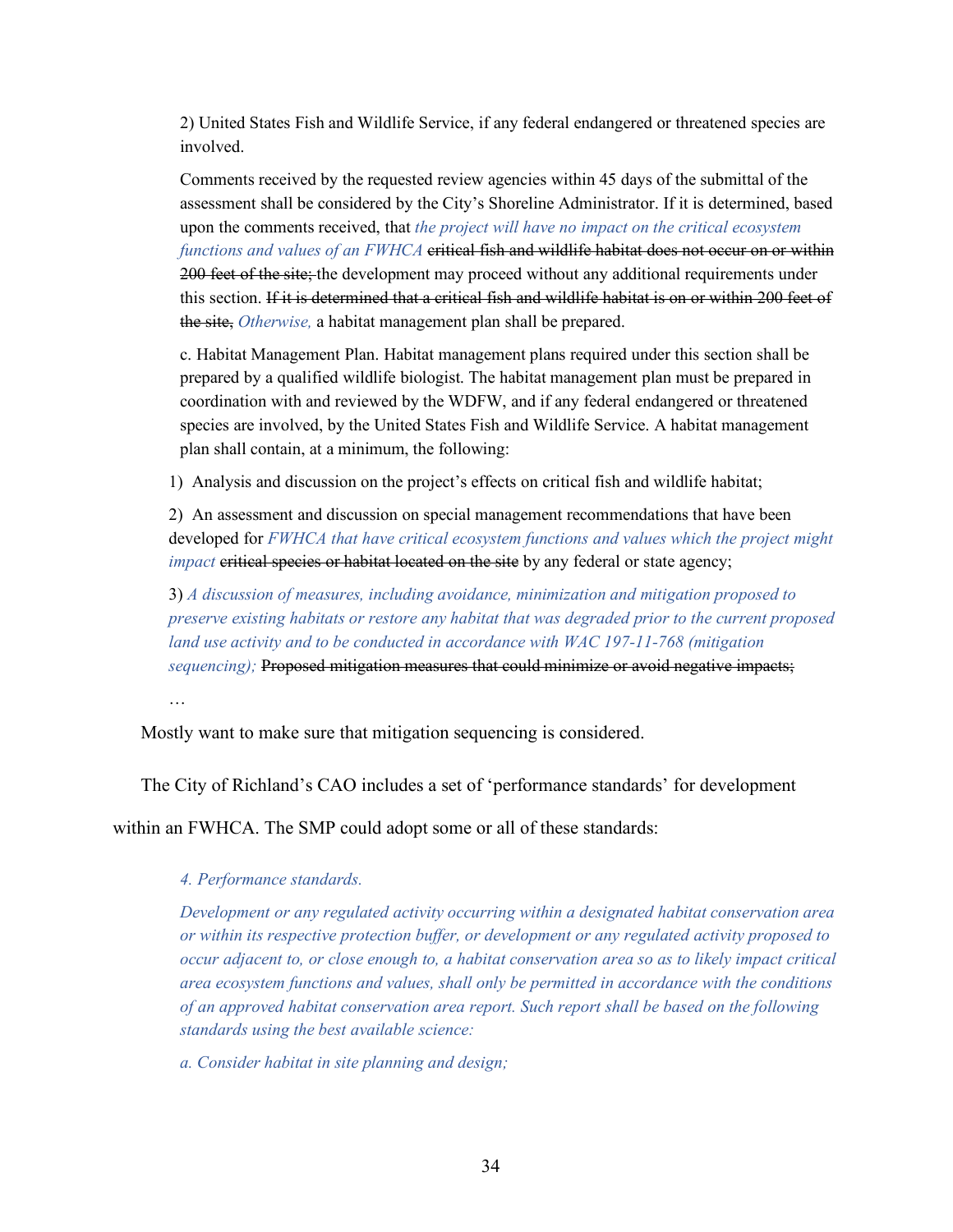2) United States Fish and Wildlife Service, if any federal endangered or threatened species are involved.

Comments received by the requested review agencies within 45 days of the submittal of the assessment shall be considered by the City's Shoreline Administrator. If it is determined, based upon the comments received, that *the project will have no impact on the critical ecosystem functions and values of an FWHCA* ~~critical fish and wildlife habitat does not occur on or within 200 feet of the site;~~ the development may proceed without any additional requirements under this section. ~~If it is determined that a critical fish and wildlife habitat is on or within 200 feet of the site,~~ *Otherwise,* a habitat management plan shall be prepared.

c. Habitat Management Plan. Habitat management plans required under this section shall be prepared by a qualified wildlife biologist. The habitat management plan must be prepared in coordination with and reviewed by the WDFW, and if any federal endangered or threatened species are involved, by the United States Fish and Wildlife Service. A habitat management plan shall contain, at a minimum, the following:

1) Analysis and discussion on the project's effects on critical fish and wildlife habitat;

2) An assessment and discussion on special management recommendations that have been developed for *FWHCA that have critical ecosystem functions and values which the project might impact* ~~critical species or habitat located on the site~~ by any federal or state agency;

3) *A discussion of measures, including avoidance, minimization and mitigation proposed to preserve existing habitats or restore any habitat that was degraded prior to the current proposed land use activity and to be conducted in accordance with WAC 197-11-768 (mitigation sequencing);* ~~Proposed mitigation measures that could minimize or avoid negative impacts;~~

…

Mostly want to make sure that mitigation sequencing is considered.

The City of Richland's CAO includes a set of 'performance standards' for development within an FWHCA. The SMP could adopt some or all of these standards:

*4. Performance standards.*

*Development or any regulated activity occurring within a designated habitat conservation area or within its respective protection buffer, or development or any regulated activity proposed to occur adjacent to, or close enough to, a habitat conservation area so as to likely impact critical area ecosystem functions and values, shall only be permitted in accordance with the conditions of an approved habitat conservation area report. Such report shall be based on the following standards using the best available science:*

*a. Consider habitat in site planning and design;*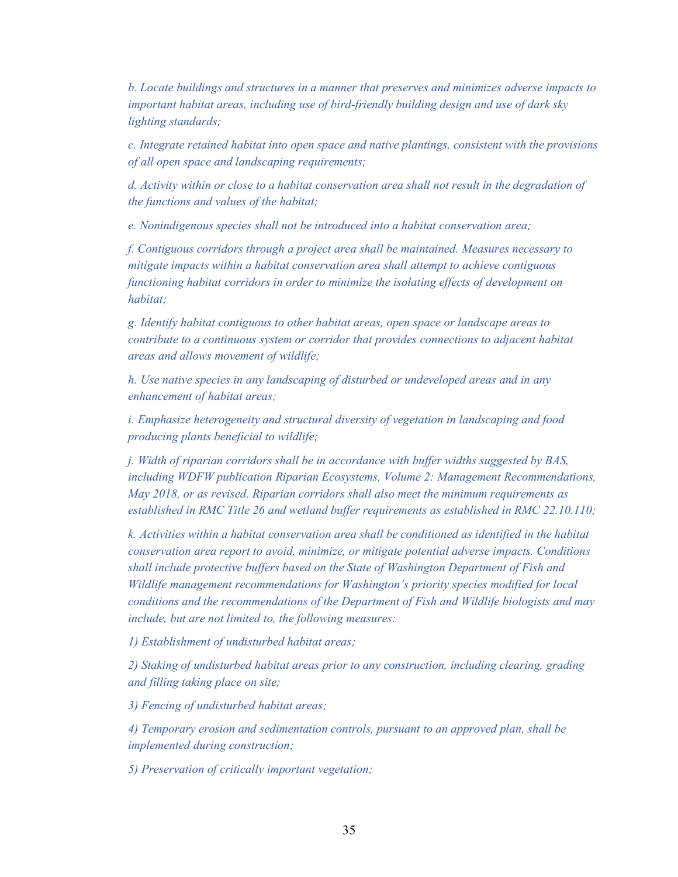*b. Locate buildings and structures in a manner that preserves and minimizes adverse impacts to important habitat areas, including use of bird-friendly building design and use of dark sky lighting standards;*

*c. Integrate retained habitat into open space and native plantings, consistent with the provisions of all open space and landscaping requirements;*

*d. Activity within or close to a habitat conservation area shall not result in the degradation of the functions and values of the habitat;*

*e. Nonindigenous species shall not be introduced into a habitat conservation area;*

*f. Contiguous corridors through a project area shall be maintained. Measures necessary to mitigate impacts within a habitat conservation area shall attempt to achieve contiguous functioning habitat corridors in order to minimize the isolating effects of development on habitat;*

*g. Identify habitat contiguous to other habitat areas, open space or landscape areas to contribute to a continuous system or corridor that provides connections to adjacent habitat areas and allows movement of wildlife;*

*h. Use native species in any landscaping of disturbed or undeveloped areas and in any enhancement of habitat areas;*

*i. Emphasize heterogeneity and structural diversity of vegetation in landscaping and food producing plants beneficial to wildlife;*

*j. Width of riparian corridors shall be in accordance with buffer widths suggested by BAS, including WDFW publication Riparian Ecosystems, Volume 2: Management Recommendations, May 2018, or as revised. Riparian corridors shall also meet the minimum requirements as established in RMC Title 26 and wetland buffer requirements as established in RMC 22.10.110;*

*k. Activities within a habitat conservation area shall be conditioned as identified in the habitat conservation area report to avoid, minimize, or mitigate potential adverse impacts. Conditions shall include protective buffers based on the State of Washington Department of Fish and Wildlife management recommendations for Washington's priority species modified for local conditions and the recommendations of the Department of Fish and Wildlife biologists and may include, but are not limited to, the following measures:*

*1) Establishment of undisturbed habitat areas;*

*2) Staking of undisturbed habitat areas prior to any construction, including clearing, grading and filling taking place on site;*

*3) Fencing of undisturbed habitat areas;*

*4) Temporary erosion and sedimentation controls, pursuant to an approved plan, shall be implemented during construction;*

*5) Preservation of critically important vegetation;*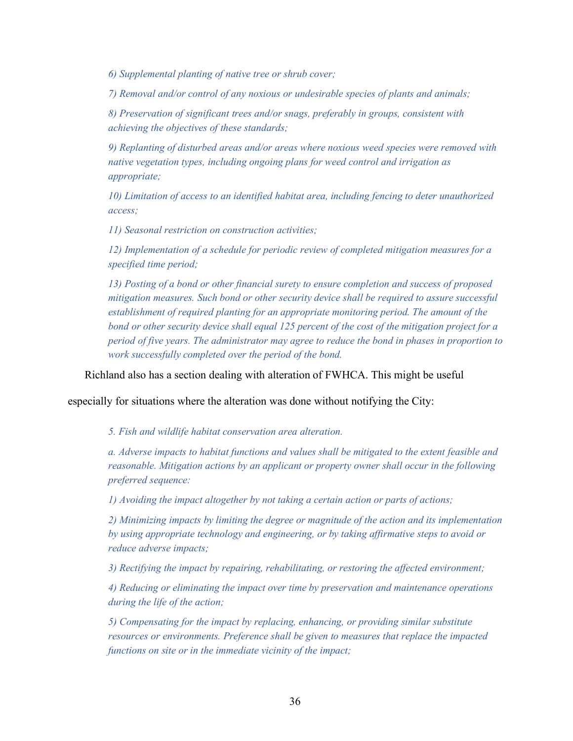*6) Supplemental planting of native tree or shrub cover;*

*7) Removal and/or control of any noxious or undesirable species of plants and animals;*

*8) Preservation of significant trees and/or snags, preferably in groups, consistent with achieving the objectives of these standards;*

*9) Replanting of disturbed areas and/or areas where noxious weed species were removed with native vegetation types, including ongoing plans for weed control and irrigation as appropriate;*

*10) Limitation of access to an identified habitat area, including fencing to deter unauthorized access;*

*11) Seasonal restriction on construction activities;*

*12) Implementation of a schedule for periodic review of completed mitigation measures for a specified time period;*

*13) Posting of a bond or other financial surety to ensure completion and success of proposed mitigation measures. Such bond or other security device shall be required to assure successful establishment of required planting for an appropriate monitoring period. The amount of the bond or other security device shall equal 125 percent of the cost of the mitigation project for a period of five years. The administrator may agree to reduce the bond in phases in proportion to work successfully completed over the period of the bond.*

Richland also has a section dealing with alteration of FWHCA. This might be useful especially for situations where the alteration was done without notifying the City:

*5. Fish and wildlife habitat conservation area alteration.*

*a. Adverse impacts to habitat functions and values shall be mitigated to the extent feasible and reasonable. Mitigation actions by an applicant or property owner shall occur in the following preferred sequence:*

*1) Avoiding the impact altogether by not taking a certain action or parts of actions;*

*2) Minimizing impacts by limiting the degree or magnitude of the action and its implementation by using appropriate technology and engineering, or by taking affirmative steps to avoid or reduce adverse impacts;*

*3) Rectifying the impact by repairing, rehabilitating, or restoring the affected environment;*

*4) Reducing or eliminating the impact over time by preservation and maintenance operations during the life of the action;*

*5) Compensating for the impact by replacing, enhancing, or providing similar substitute resources or environments. Preference shall be given to measures that replace the impacted functions on site or in the immediate vicinity of the impact;*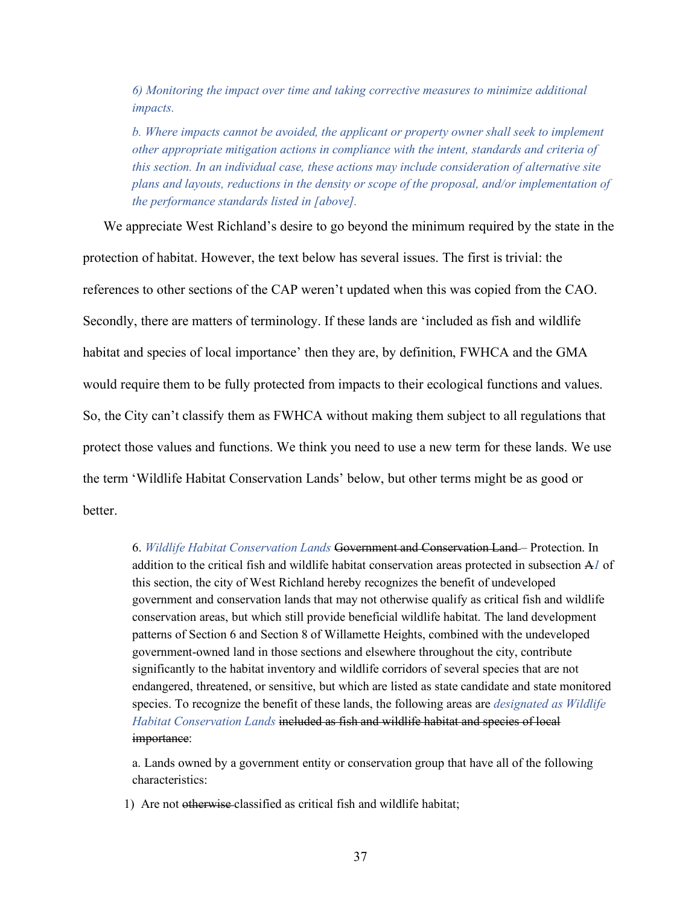*6) Monitoring the impact over time and taking corrective measures to minimize additional impacts.*

*b. Where impacts cannot be avoided, the applicant or property owner shall seek to implement other appropriate mitigation actions in compliance with the intent, standards and criteria of this section. In an individual case, these actions may include consideration of alternative site plans and layouts, reductions in the density or scope of the proposal, and/or implementation of the performance standards listed in [above].*

We appreciate West Richland's desire to go beyond the minimum required by the state in the protection of habitat. However, the text below has several issues. The first is trivial: the references to other sections of the CAP weren't updated when this was copied from the CAO. Secondly, there are matters of terminology. If these lands are 'included as fish and wildlife habitat and species of local importance' then they are, by definition, FWHCA and the GMA would require them to be fully protected from impacts to their ecological functions and values. So, the City can't classify them as FWHCA without making them subject to all regulations that protect those values and functions. We think you need to use a new term for these lands. We use the term 'Wildlife Habitat Conservation Lands' below, but other terms might be as good or better.

> 6. *Wildlife Habitat Conservation Lands* ~~Government and Conservation Land –~~ Protection. In addition to the critical fish and wildlife habitat conservation areas protected in subsection ~~A~~*1* of this section, the city of West Richland hereby recognizes the benefit of undeveloped government and conservation lands that may not otherwise qualify as critical fish and wildlife conservation areas, but which still provide beneficial wildlife habitat. The land development patterns of Section 6 and Section 8 of Willamette Heights, combined with the undeveloped government-owned land in those sections and elsewhere throughout the city, contribute significantly to the habitat inventory and wildlife corridors of several species that are not endangered, threatened, or sensitive, but which are listed as state candidate and state monitored species. To recognize the benefit of these lands, the following areas are *designated as Wildlife Habitat Conservation Lands* ~~included as fish and wildlife habitat and species of local importance~~:
>
> a. Lands owned by a government entity or conservation group that have all of the following characteristics:
>
> 1) Are not ~~otherwise~~ classified as critical fish and wildlife habitat;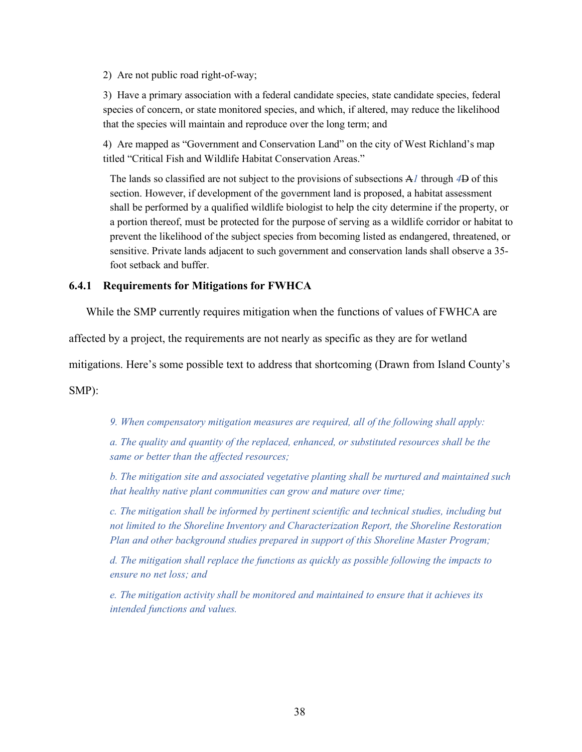2) Are not public road right-of-way;

3) Have a primary association with a federal candidate species, state candidate species, federal species of concern, or state monitored species, and which, if altered, may reduce the likelihood that the species will maintain and reproduce over the long term; and

4) Are mapped as "Government and Conservation Land" on the city of West Richland's map titled "Critical Fish and Wildlife Habitat Conservation Areas."

The lands so classified are not subject to the provisions of subsections ~~A~~*1* through *4*~~D~~ of this section. However, if development of the government land is proposed, a habitat assessment shall be performed by a qualified wildlife biologist to help the city determine if the property, or a portion thereof, must be protected for the purpose of serving as a wildlife corridor or habitat to prevent the likelihood of the subject species from becoming listed as endangered, threatened, or sensitive. Private lands adjacent to such government and conservation lands shall observe a 35-foot setback and buffer.

### 6.4.1 Requirements for Mitigations for FWHCA

While the SMP currently requires mitigation when the functions of values of FWHCA are affected by a project, the requirements are not nearly as specific as they are for wetland mitigations. Here's some possible text to address that shortcoming (Drawn from Island County's SMP):

*9. When compensatory mitigation measures are required, all of the following shall apply:*

*a. The quality and quantity of the replaced, enhanced, or substituted resources shall be the same or better than the affected resources;*

*b. The mitigation site and associated vegetative planting shall be nurtured and maintained such that healthy native plant communities can grow and mature over time;*

*c. The mitigation shall be informed by pertinent scientific and technical studies, including but not limited to the Shoreline Inventory and Characterization Report, the Shoreline Restoration Plan and other background studies prepared in support of this Shoreline Master Program;*

*d. The mitigation shall replace the functions as quickly as possible following the impacts to ensure no net loss; and*

*e. The mitigation activity shall be monitored and maintained to ensure that it achieves its intended functions and values.*